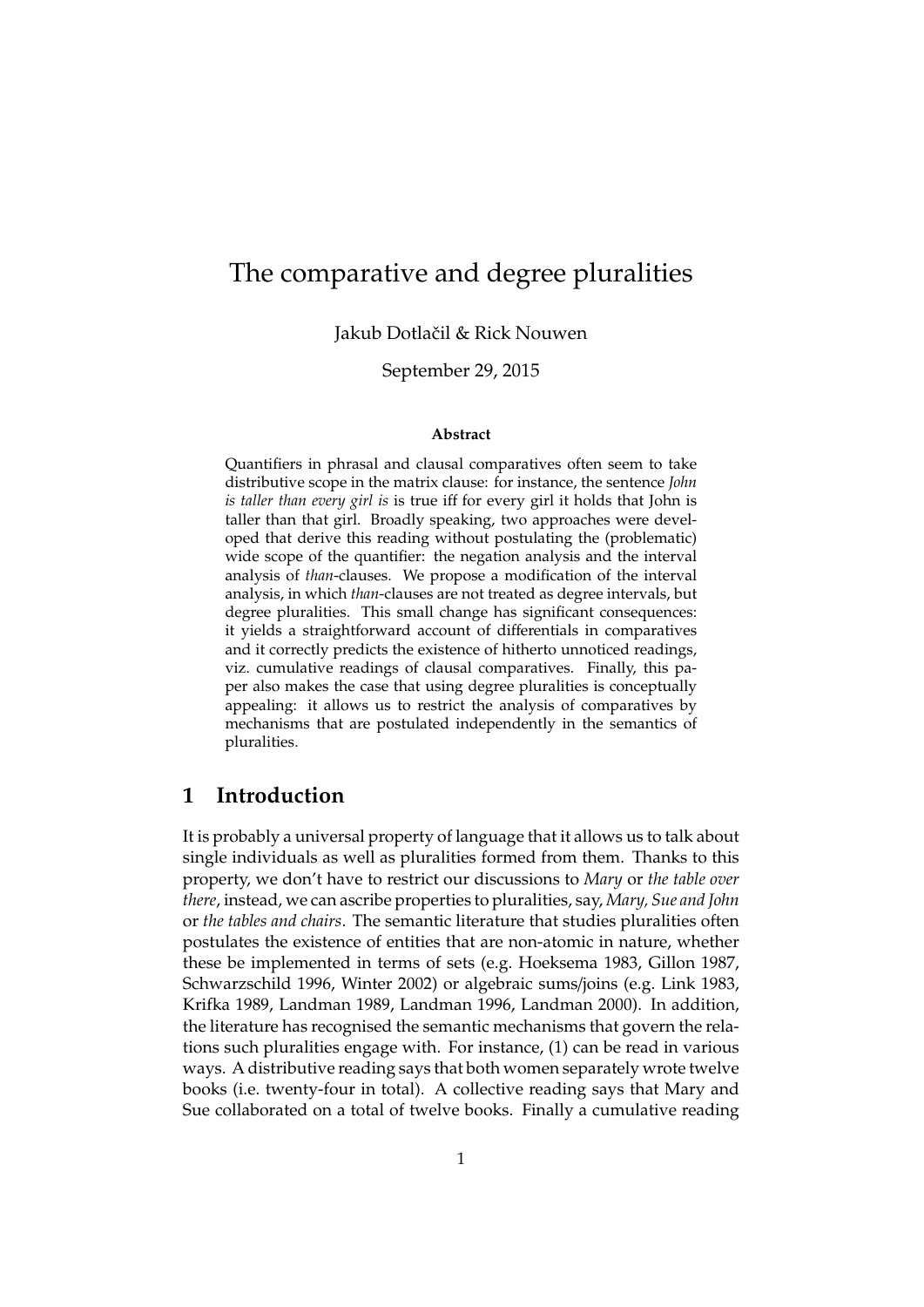# The comparative and degree pluralities

Jakub Dotlačil & Rick Nouwen

September 29, 2015

**Abstract**

Quantifiers in phrasal and clausal comparatives often seem to take distributive scope in the matrix clause: for instance, the sentence *John is taller than every girl is* is true iff for every girl it holds that John is taller than that girl. Broadly speaking, two approaches were developed that derive this reading without postulating the (problematic) wide scope of the quantifier: the negation analysis and the interval analysis of *than*-clauses. We propose a modification of the interval analysis, in which *than*-clauses are not treated as degree intervals, but degree pluralities. This small change has significant consequences: it yields a straightforward account of differentials in comparatives and it correctly predicts the existence of hitherto unnoticed readings, viz. cumulative readings of clausal comparatives. Finally, this paper also makes the case that using degree pluralities is conceptually appealing: it allows us to restrict the analysis of comparatives by mechanisms that are postulated independently in the semantics of pluralities.

## 1 Introduction

It is probably a universal property of language that it allows us to talk about single individuals as well as pluralities formed from them. Thanks to this property, we don't have to restrict our discussions to *Mary* or *the table over there*, instead, we can ascribe properties to pluralities, say, *Mary, Sue and John* or *the tables and chairs*. The semantic literature that studies pluralities often postulates the existence of entities that are non-atomic in nature, whether these be implemented in terms of sets (e.g. Hoeksema 1983, Gillon 1987, Schwarzschild 1996, Winter 2002) or algebraic sums/joins (e.g. Link 1983, Krifka 1989, Landman 1989, Landman 1996, Landman 2000). In addition, the literature has recognised the semantic mechanisms that govern the relations such pluralities engage with. For instance, (1) can be read in various ways. A distributive reading says that both women separately wrote twelve books (i.e. twenty-four in total). A collective reading says that Mary and Sue collaborated on a total of twelve books. Finally a cumulative reading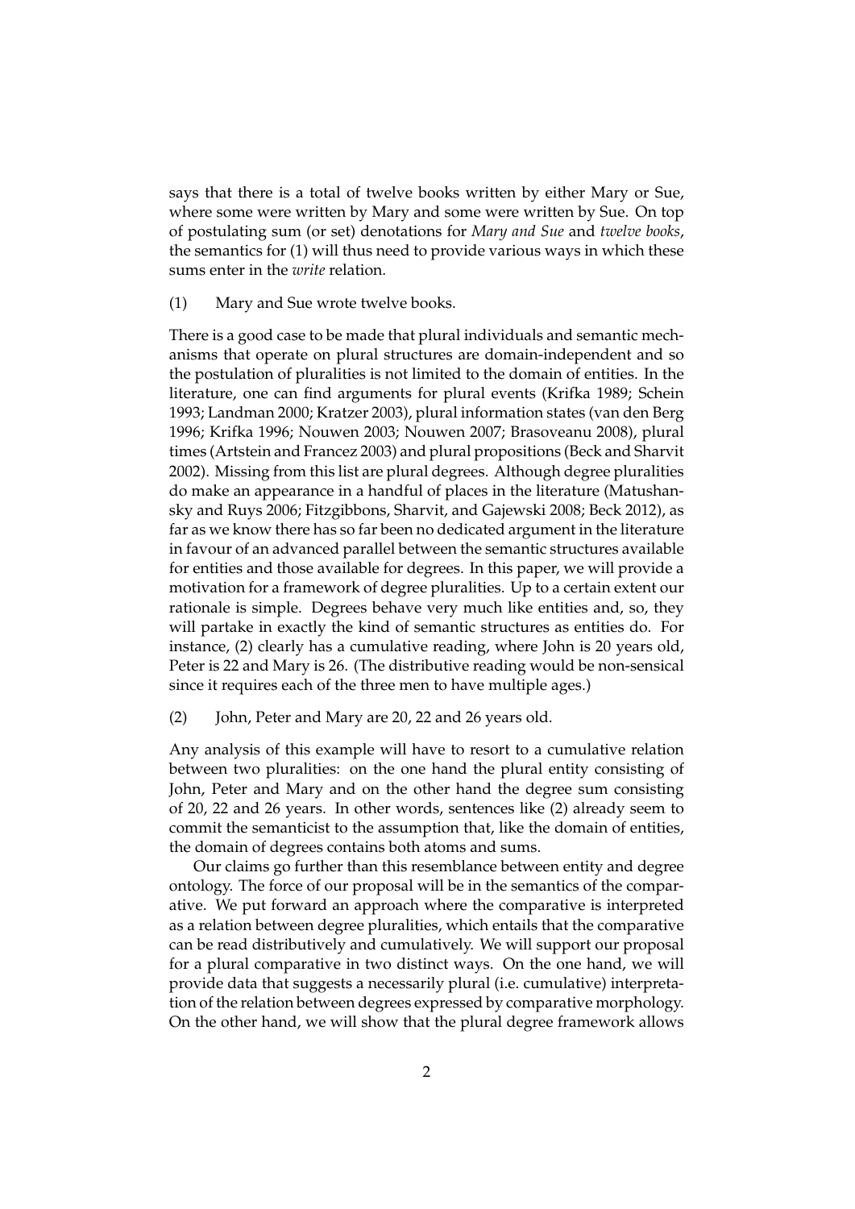says that there is a total of twelve books written by either Mary or Sue, where some were written by Mary and some were written by Sue. On top of postulating sum (or set) denotations for *Mary and Sue* and *twelve books*, the semantics for (1) will thus need to provide various ways in which these sums enter in the *write* relation.

(1) Mary and Sue wrote twelve books.

There is a good case to be made that plural individuals and semantic mechanisms that operate on plural structures are domain-independent and so the postulation of pluralities is not limited to the domain of entities. In the literature, one can find arguments for plural events (Krifka 1989; Schein 1993; Landman 2000; Kratzer 2003), plural information states (van den Berg 1996; Krifka 1996; Nouwen 2003; Nouwen 2007; Brasoveanu 2008), plural times (Artstein and Francez 2003) and plural propositions (Beck and Sharvit 2002). Missing from this list are plural degrees. Although degree pluralities do make an appearance in a handful of places in the literature (Matushansky and Ruys 2006; Fitzgibbons, Sharvit, and Gajewski 2008; Beck 2012), as far as we know there has so far been no dedicated argument in the literature in favour of an advanced parallel between the semantic structures available for entities and those available for degrees. In this paper, we will provide a motivation for a framework of degree pluralities. Up to a certain extent our rationale is simple. Degrees behave very much like entities and, so, they will partake in exactly the kind of semantic structures as entities do. For instance, (2) clearly has a cumulative reading, where John is 20 years old, Peter is 22 and Mary is 26. (The distributive reading would be non-sensical since it requires each of the three men to have multiple ages.)

(2) John, Peter and Mary are 20, 22 and 26 years old.

Any analysis of this example will have to resort to a cumulative relation between two pluralities: on the one hand the plural entity consisting of John, Peter and Mary and on the other hand the degree sum consisting of 20, 22 and 26 years. In other words, sentences like (2) already seem to commit the semanticist to the assumption that, like the domain of entities, the domain of degrees contains both atoms and sums.

Our claims go further than this resemblance between entity and degree ontology. The force of our proposal will be in the semantics of the comparative. We put forward an approach where the comparative is interpreted as a relation between degree pluralities, which entails that the comparative can be read distributively and cumulatively. We will support our proposal for a plural comparative in two distinct ways. On the one hand, we will provide data that suggests a necessarily plural (i.e. cumulative) interpretation of the relation between degrees expressed by comparative morphology. On the other hand, we will show that the plural degree framework allows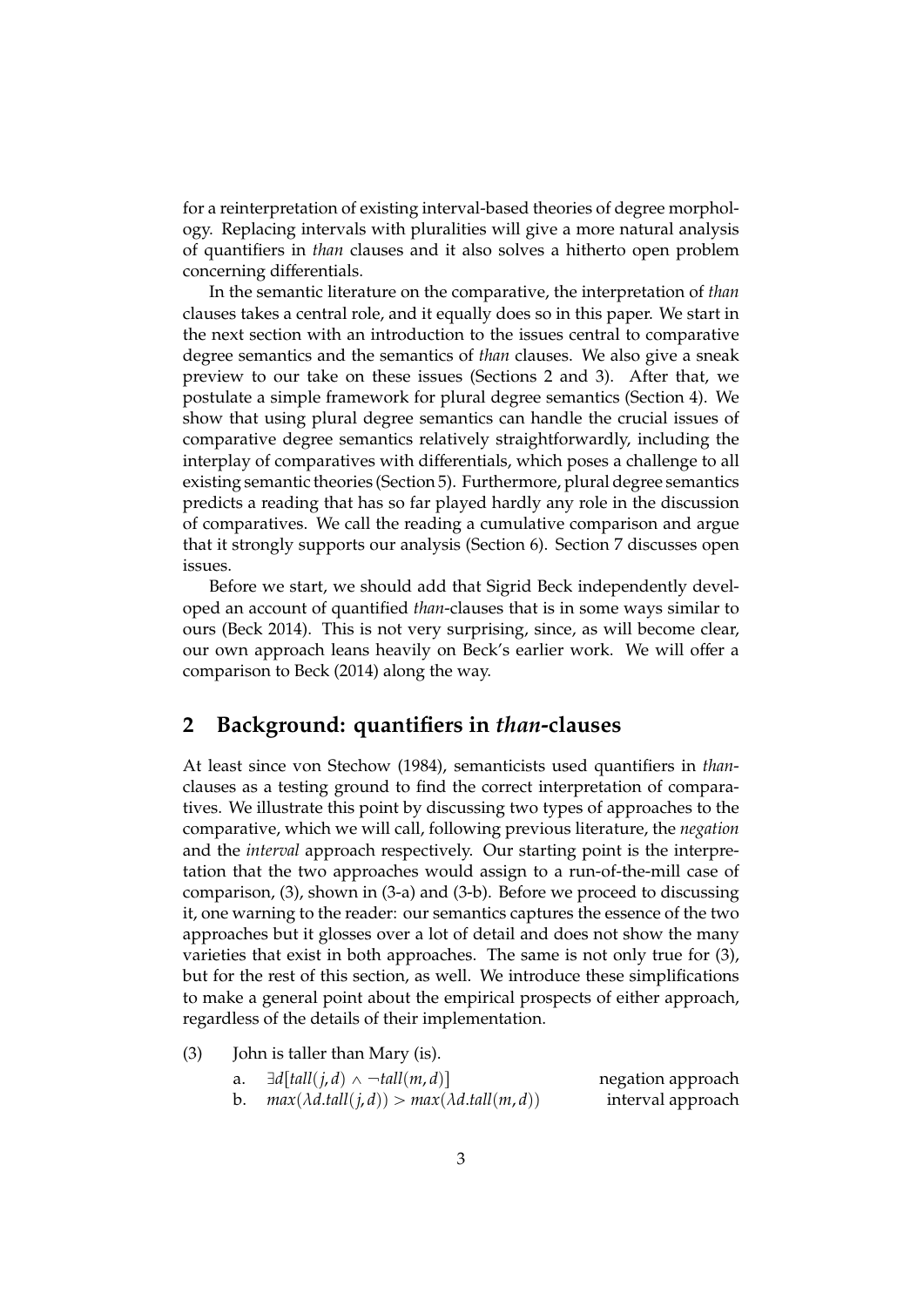for a reinterpretation of existing interval-based theories of degree morphology. Replacing intervals with pluralities will give a more natural analysis of quantifiers in *than* clauses and it also solves a hitherto open problem concerning differentials.

In the semantic literature on the comparative, the interpretation of *than* clauses takes a central role, and it equally does so in this paper. We start in the next section with an introduction to the issues central to comparative degree semantics and the semantics of *than* clauses. We also give a sneak preview to our take on these issues (Sections 2 and 3). After that, we postulate a simple framework for plural degree semantics (Section 4). We show that using plural degree semantics can handle the crucial issues of comparative degree semantics relatively straightforwardly, including the interplay of comparatives with differentials, which poses a challenge to all existing semantic theories (Section 5). Furthermore, plural degree semantics predicts a reading that has so far played hardly any role in the discussion of comparatives. We call the reading a cumulative comparison and argue that it strongly supports our analysis (Section 6). Section 7 discusses open issues.

Before we start, we should add that Sigrid Beck independently developed an account of quantified *than*-clauses that is in some ways similar to ours (Beck 2014). This is not very surprising, since, as will become clear, our own approach leans heavily on Beck's earlier work. We will offer a comparison to Beck (2014) along the way.

## 2 Background: quantifiers in *than*-clauses

At least since von Stechow (1984), semanticists used quantifiers in *than*-clauses as a testing ground to find the correct interpretation of comparatives. We illustrate this point by discussing two types of approaches to the comparative, which we will call, following previous literature, the *negation* and the *interval* approach respectively. Our starting point is the interpretation that the two approaches would assign to a run-of-the-mill case of comparison, (3), shown in (3-a) and (3-b). Before we proceed to discussing it, one warning to the reader: our semantics captures the essence of the two approaches but it glosses over a lot of detail and does not show the many varieties that exist in both approaches. The same is not only true for (3), but for the rest of this section, as well. We introduce these simplifications to make a general point about the empirical prospects of either approach, regardless of the details of their implementation.

(3) John is taller than Mary (is).

a. $\exists d[tall(j,d) \wedge \neg tall(m,d)]$ — negation approach

b. $max(\lambda d.tall(j,d)) > max(\lambda d.tall(m,d))$ — interval approach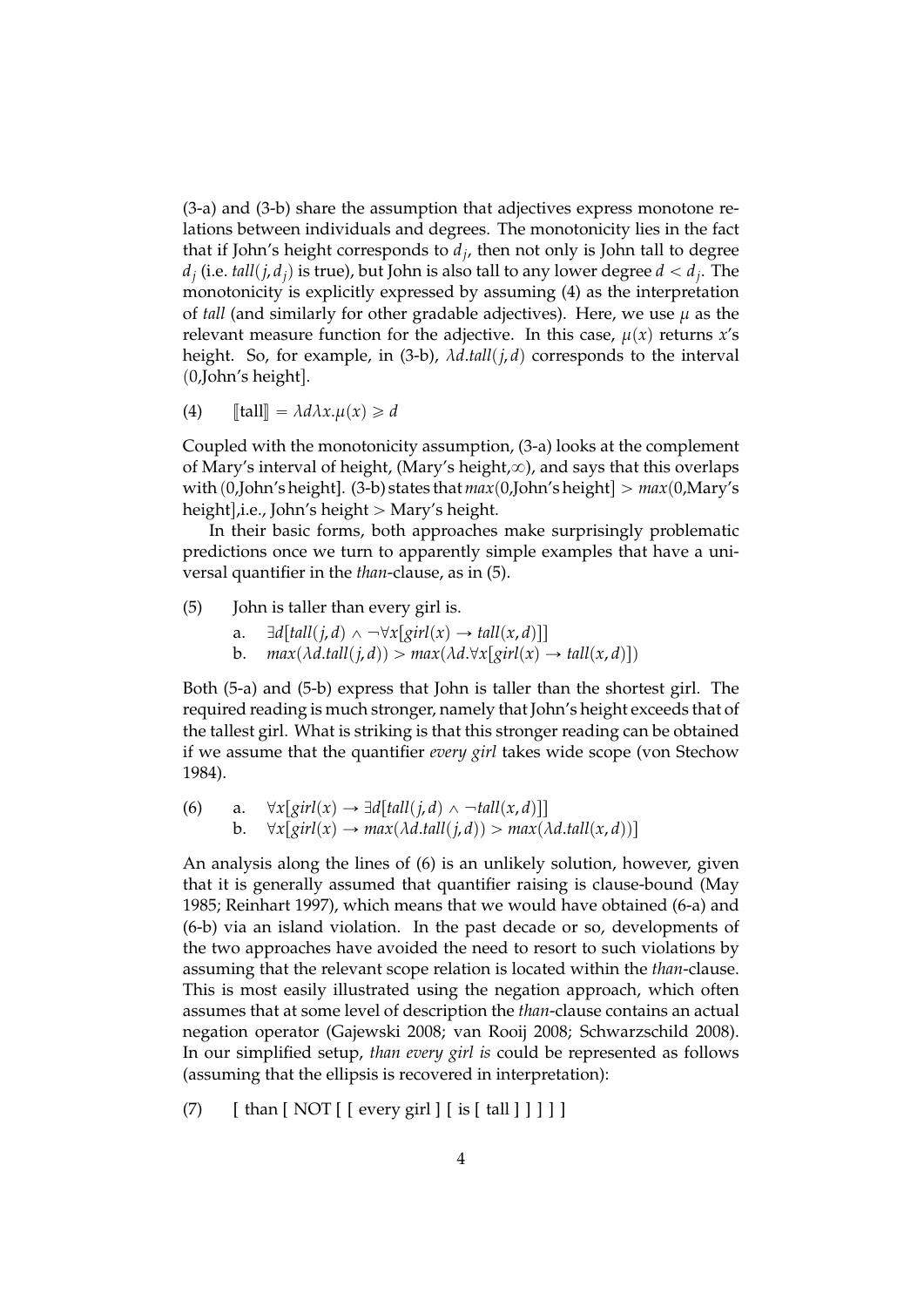(3-a) and (3-b) share the assumption that adjectives express monotone relations between individuals and degrees. The monotonicity lies in the fact that if John's height corresponds to $d_j$, then not only is John tall to degree $d_j$ (i.e. $tall(j, d_j)$ is true), but John is also tall to any lower degree $d < d_j$. The monotonicity is explicitly expressed by assuming (4) as the interpretation of *tall* (and similarly for other gradable adjectives). Here, we use $\mu$ as the relevant measure function for the adjective. In this case, $\mu(x)$ returns $x$'s height. So, for example, in (3-b), $\lambda d.tall(j, d)$ corresponds to the interval $(0$,John's height$]$.

(4) $[\![\text{tall}]\!] = \lambda d \lambda x. \mu(x) \geqslant d$

Coupled with the monotonicity assumption, (3-a) looks at the complement of Mary's interval of height, (Mary's height,$\infty$), and says that this overlaps with $(0$,John's height$]$. (3-b) states that $max(0$,John's height$] > max(0$,Mary's height$]$,i.e., John's height $>$ Mary's height.

In their basic forms, both approaches make surprisingly problematic predictions once we turn to apparently simple examples that have a universal quantifier in the *than*-clause, as in (5).

(5) John is taller than every girl is.

a. $\exists d[tall(j, d) \wedge \neg\forall x[girl(x) \rightarrow tall(x, d)]]$

b. $max(\lambda d.tall(j, d)) > max(\lambda d.\forall x[girl(x) \rightarrow tall(x, d)])$

Both (5-a) and (5-b) express that John is taller than the shortest girl. The required reading is much stronger, namely that John's height exceeds that of the tallest girl. What is striking is that this stronger reading can be obtained if we assume that the quantifier *every girl* takes wide scope (von Stechow 1984).

(6) a. $\forall x[girl(x) \rightarrow \exists d[tall(j, d) \wedge \neg tall(x, d)]]$

b. $\forall x[girl(x) \rightarrow max(\lambda d.tall(j, d)) > max(\lambda d.tall(x, d))]$

An analysis along the lines of (6) is an unlikely solution, however, given that it is generally assumed that quantifier raising is clause-bound (May 1985; Reinhart 1997), which means that we would have obtained (6-a) and (6-b) via an island violation. In the past decade or so, developments of the two approaches have avoided the need to resort to such violations by assuming that the relevant scope relation is located within the *than*-clause. This is most easily illustrated using the negation approach, which often assumes that at some level of description the *than*-clause contains an actual negation operator (Gajewski 2008; van Rooij 2008; Schwarzschild 2008). In our simplified setup, *than every girl is* could be represented as follows (assuming that the ellipsis is recovered in interpretation):

(7) [ than [ NOT [ [ every girl ] [ is [ tall ] ] ] ] ]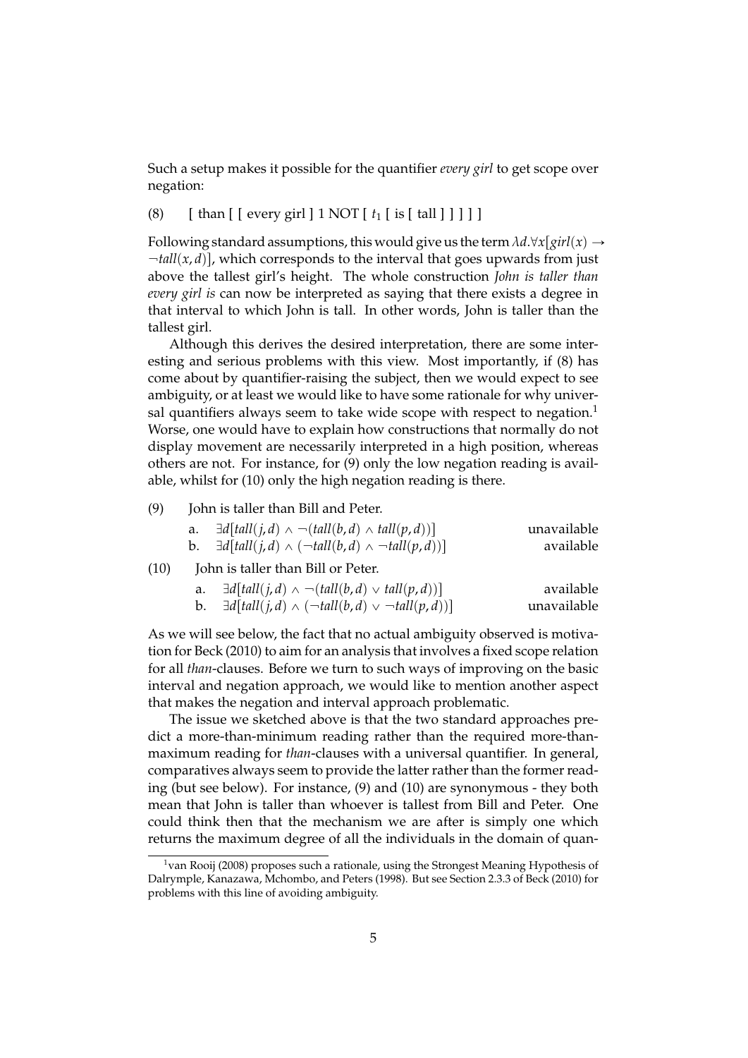Such a setup makes it possible for the quantifier *every girl* to get scope over negation:

(8) [ than [ [ every girl ] 1 NOT [ $t_1$ [ is [ tall ] ] ] ] ]

Following standard assumptions, this would give us the term $\lambda d.\forall x[girl(x) \rightarrow \neg tall(x, d)]$, which corresponds to the interval that goes upwards from just above the tallest girl's height. The whole construction *John is taller than every girl is* can now be interpreted as saying that there exists a degree in that interval to which John is tall. In other words, John is taller than the tallest girl.

Although this derives the desired interpretation, there are some interesting and serious problems with this view. Most importantly, if (8) has come about by quantifier-raising the subject, then we would expect to see ambiguity, or at least we would like to have some rationale for why universal quantifiers always seem to take wide scope with respect to negation.[1] Worse, one would have to explain how constructions that normally do not display movement are necessarily interpreted in a high position, whereas others are not. For instance, for (9) only the low negation reading is available, whilst for (10) only the high negation reading is there.

(9) John is taller than Bill and Peter.

a. $\exists d[tall(j, d) \wedge \neg(tall(b, d) \wedge tall(p, d))]$ — unavailable

b. $\exists d[tall(j, d) \wedge (\neg tall(b, d) \wedge \neg tall(p, d))]$ — available

(10) John is taller than Bill or Peter.

a. $\exists d[tall(j, d) \wedge \neg(tall(b, d) \vee tall(p, d))]$ — available

b. $\exists d[tall(j, d) \wedge (\neg tall(b, d) \vee \neg tall(p, d))]$ — unavailable

As we will see below, the fact that no actual ambiguity observed is motivation for Beck (2010) to aim for an analysis that involves a fixed scope relation for all *than*-clauses. Before we turn to such ways of improving on the basic interval and negation approach, we would like to mention another aspect that makes the negation and interval approach problematic.

The issue we sketched above is that the two standard approaches predict a more-than-minimum reading rather than the required more-than-maximum reading for *than*-clauses with a universal quantifier. In general, comparatives always seem to provide the latter rather than the former reading (but see below). For instance, (9) and (10) are synonymous - they both mean that John is taller than whoever is tallest from Bill and Peter. One could think then that the mechanism we are after is simply one which returns the maximum degree of all the individuals in the domain of quan-

[1] van Rooij (2008) proposes such a rationale, using the Strongest Meaning Hypothesis of Dalrymple, Kanazawa, Mchombo, and Peters (1998). But see Section 2.3.3 of Beck (2010) for problems with this line of avoiding ambiguity.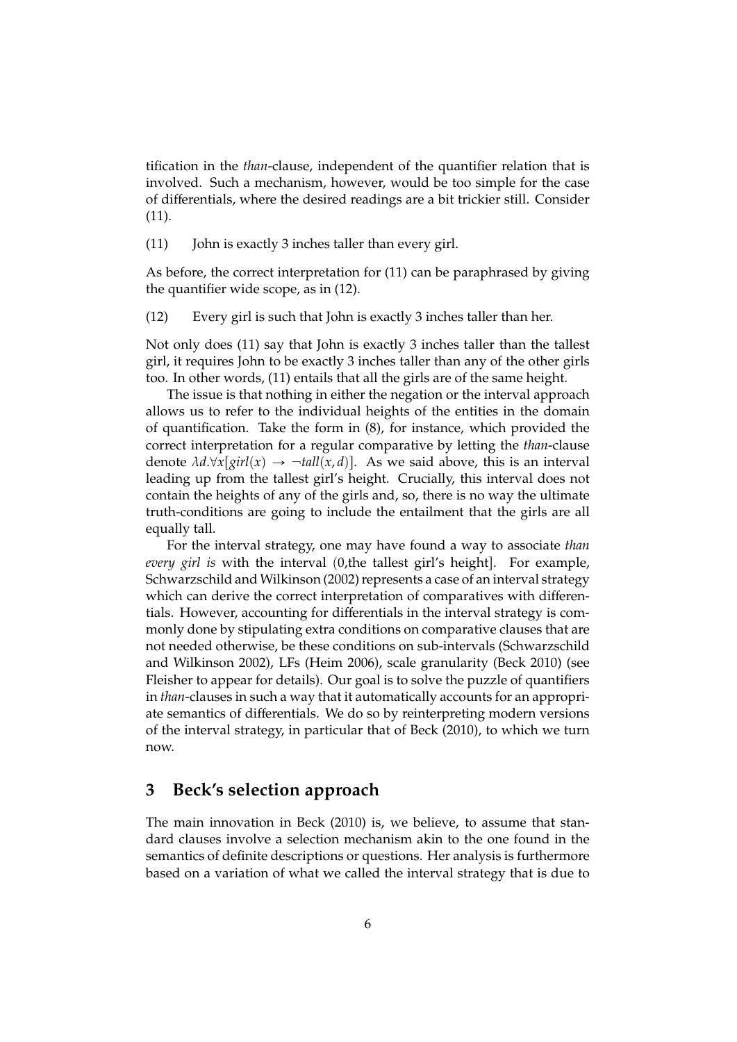tification in the *than*-clause, independent of the quantifier relation that is involved. Such a mechanism, however, would be too simple for the case of differentials, where the desired readings are a bit trickier still. Consider (11).

(11) John is exactly 3 inches taller than every girl.

As before, the correct interpretation for (11) can be paraphrased by giving the quantifier wide scope, as in (12).

(12) Every girl is such that John is exactly 3 inches taller than her.

Not only does (11) say that John is exactly 3 inches taller than the tallest girl, it requires John to be exactly 3 inches taller than any of the other girls too. In other words, (11) entails that all the girls are of the same height.

The issue is that nothing in either the negation or the interval approach allows us to refer to the individual heights of the entities in the domain of quantification. Take the form in (8), for instance, which provided the correct interpretation for a regular comparative by letting the *than*-clause denote $\lambda d.\forall x[girl(x) \rightarrow \neg tall(x,d)]$. As we said above, this is an interval leading up from the tallest girl's height. Crucially, this interval does not contain the heights of any of the girls and, so, there is no way the ultimate truth-conditions are going to include the entailment that the girls are all equally tall.

For the interval strategy, one may have found a way to associate *than every girl is* with the interval (0,the tallest girl's height]. For example, Schwarzschild and Wilkinson (2002) represents a case of an interval strategy which can derive the correct interpretation of comparatives with differentials. However, accounting for differentials in the interval strategy is commonly done by stipulating extra conditions on comparative clauses that are not needed otherwise, be these conditions on sub-intervals (Schwarzschild and Wilkinson 2002), LFs (Heim 2006), scale granularity (Beck 2010) (see Fleisher to appear for details). Our goal is to solve the puzzle of quantifiers in *than*-clauses in such a way that it automatically accounts for an appropriate semantics of differentials. We do so by reinterpreting modern versions of the interval strategy, in particular that of Beck (2010), to which we turn now.

## 3 Beck's selection approach

The main innovation in Beck (2010) is, we believe, to assume that standard clauses involve a selection mechanism akin to the one found in the semantics of definite descriptions or questions. Her analysis is furthermore based on a variation of what we called the interval strategy that is due to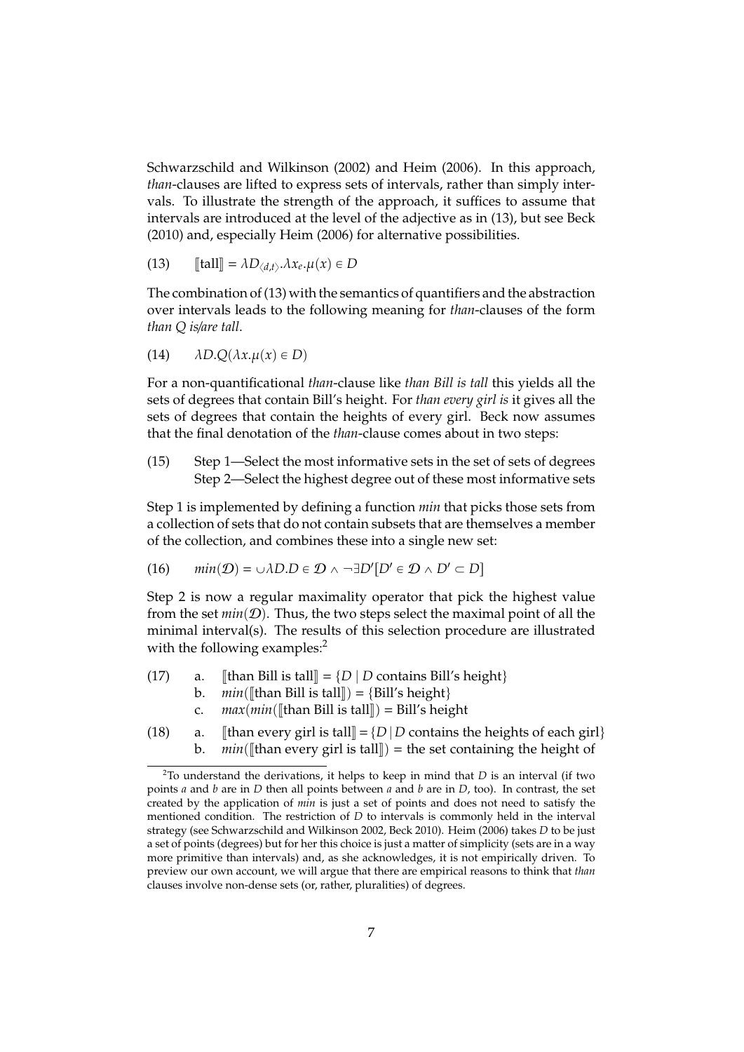Schwarzschild and Wilkinson (2002) and Heim (2006). In this approach, *than*-clauses are lifted to express sets of intervals, rather than simply intervals. To illustrate the strength of the approach, it suffices to assume that intervals are introduced at the level of the adjective as in (13), but see Beck (2010) and, especially Heim (2006) for alternative possibilities.

(13) $[\![\text{tall}]\!] = \lambda D_{\langle d,t\rangle}.\lambda x_e.\mu(x) \in D$

The combination of (13) with the semantics of quantifiers and the abstraction over intervals leads to the following meaning for *than*-clauses of the form *than Q is/are tall*.

(14) $\lambda D.Q(\lambda x.\mu(x) \in D)$

For a non-quantificational *than*-clause like *than Bill is tall* this yields all the sets of degrees that contain Bill's height. For *than every girl is* it gives all the sets of degrees that contain the heights of every girl. Beck now assumes that the final denotation of the *than*-clause comes about in two steps:

(15) Step 1—Select the most informative sets in the set of sets of degrees
Step 2—Select the highest degree out of these most informative sets

Step 1 is implemented by defining a function *min* that picks those sets from a collection of sets that do not contain subsets that are themselves a member of the collection, and combines these into a single new set:

(16) $min(\mathcal{D}) = \cup\lambda D.D \in \mathcal{D} \wedge \neg\exists D'[D' \in \mathcal{D} \wedge D' \subset D]$

Step 2 is now a regular maximality operator that pick the highest value from the set $min(\mathcal{D})$. Thus, the two steps select the maximal point of all the minimal interval(s). The results of this selection procedure are illustrated with the following examples:[2]

(17) a. $[\![\text{than Bill is tall}]\!] = \{D \mid D \text{ contains Bill's height}\}$
b. $min([\![\text{than Bill is tall}]\!]) = \{\text{Bill's height}\}$
c. $max(min([\![\text{than Bill is tall}]\!]) = \text{Bill's height}$

(18) a. $[\![\text{than every girl is tall}]\!] = \{D \mid D \text{ contains the heights of each girl}\}$
b. $min([\![\text{than every girl is tall}]\!])$ = the set containing the height of

[2]To understand the derivations, it helps to keep in mind that $D$ is an interval (if two points $a$ and $b$ are in $D$ then all points between $a$ and $b$ are in $D$, too). In contrast, the set created by the application of *min* is just a set of points and does not need to satisfy the mentioned condition. The restriction of $D$ to intervals is commonly held in the interval strategy (see Schwarzschild and Wilkinson 2002, Beck 2010). Heim (2006) takes $D$ to be just a set of points (degrees) but for her this choice is just a matter of simplicity (sets are in a way more primitive than intervals) and, as she acknowledges, it is not empirically driven. To preview our own account, we will argue that there are empirical reasons to think that *than* clauses involve non-dense sets (or, rather, pluralities) of degrees.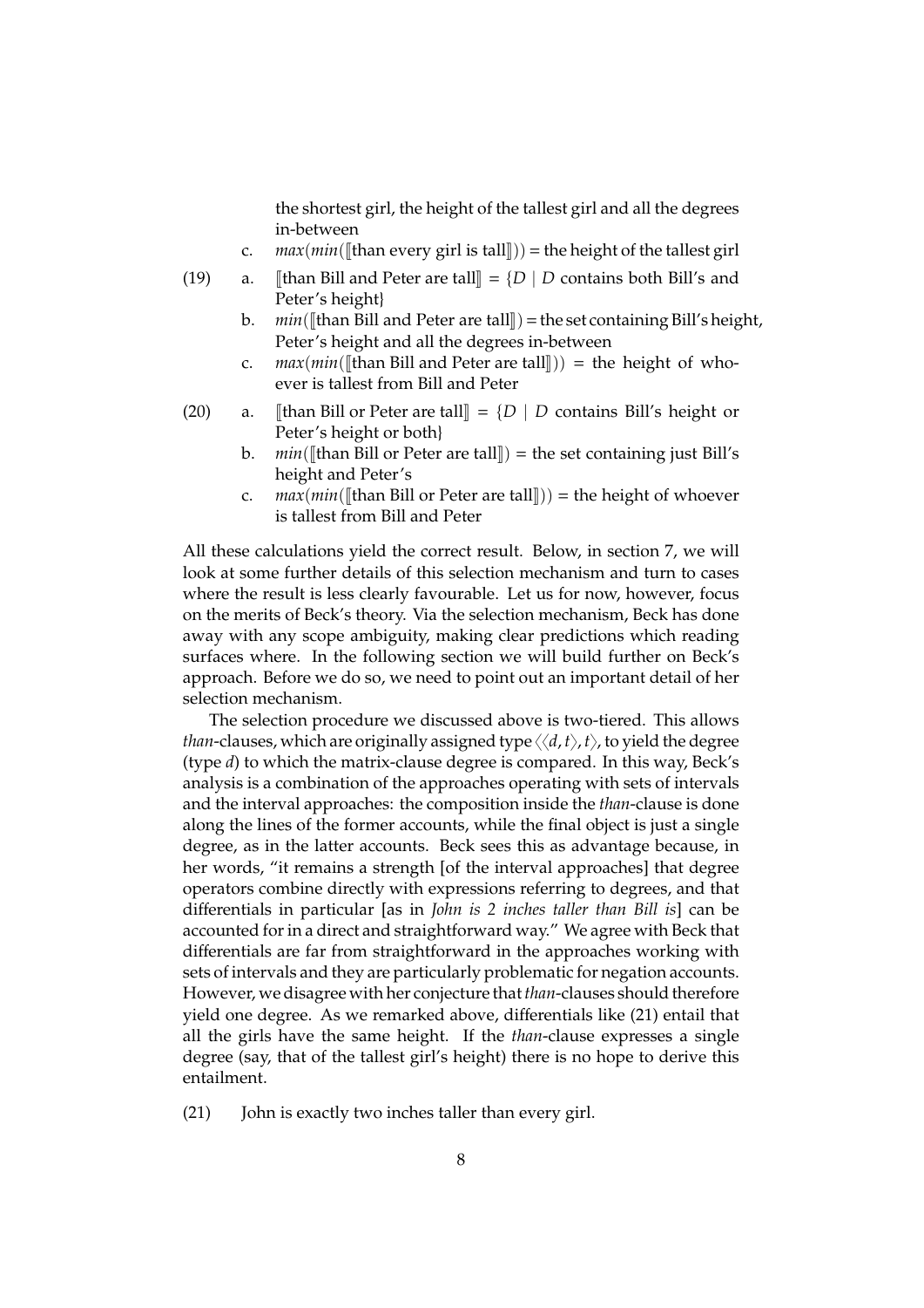the shortest girl, the height of the tallest girl and all the degrees in-between

c. $max(min(⟦\text{than every girl is tall}⟧))$ = the height of the tallest girl

(19) a. $⟦\text{than Bill and Peter are tall}⟧ = \{D \mid D$ contains both Bill's and Peter's height$\}$

b. $min(⟦\text{than Bill and Peter are tall}⟧)$ = the set containing Bill's height, Peter's height and all the degrees in-between

c. $max(min(⟦\text{than Bill and Peter are tall}⟧))$ = the height of whoever is tallest from Bill and Peter

(20) a. $⟦\text{than Bill or Peter are tall}⟧ = \{D \mid D$ contains Bill's height or Peter's height or both$\}$

b. $min(⟦\text{than Bill or Peter are tall}⟧)$ = the set containing just Bill's height and Peter's

c. $max(min(⟦\text{than Bill or Peter are tall}⟧))$ = the height of whoever is tallest from Bill and Peter

All these calculations yield the correct result. Below, in section 7, we will look at some further details of this selection mechanism and turn to cases where the result is less clearly favourable. Let us for now, however, focus on the merits of Beck's theory. Via the selection mechanism, Beck has done away with any scope ambiguity, making clear predictions which reading surfaces where. In the following section we will build further on Beck's approach. Before we do so, we need to point out an important detail of her selection mechanism.

The selection procedure we discussed above is two-tiered. This allows *than*-clauses, which are originally assigned type $\langle\langle d, t\rangle, t\rangle$, to yield the degree (type $d$) to which the matrix-clause degree is compared. In this way, Beck's analysis is a combination of the approaches operating with sets of intervals and the interval approaches: the composition inside the *than*-clause is done along the lines of the former accounts, while the final object is just a single degree, as in the latter accounts. Beck sees this as advantage because, in her words, "it remains a strength [of the interval approaches] that degree operators combine directly with expressions referring to degrees, and that differentials in particular [as in *John is 2 inches taller than Bill is*] can be accounted for in a direct and straightforward way." We agree with Beck that differentials are far from straightforward in the approaches working with sets of intervals and they are particularly problematic for negation accounts. However, we disagree with her conjecture that *than*-clauses should therefore yield one degree. As we remarked above, differentials like (21) entail that all the girls have the same height. If the *than*-clause expresses a single degree (say, that of the tallest girl's height) there is no hope to derive this entailment.

(21) John is exactly two inches taller than every girl.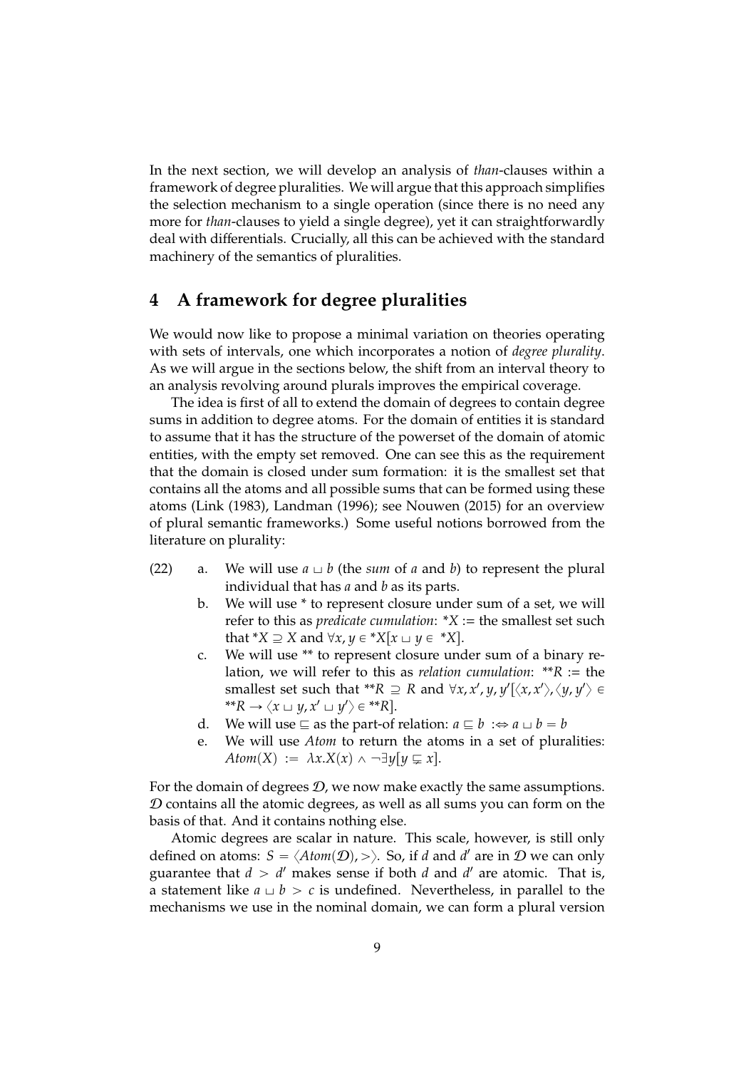In the next section, we will develop an analysis of *than*-clauses within a framework of degree pluralities. We will argue that this approach simplifies the selection mechanism to a single operation (since there is no need any more for *than*-clauses to yield a single degree), yet it can straightforwardly deal with differentials. Crucially, all this can be achieved with the standard machinery of the semantics of pluralities.

## 4 A framework for degree pluralities

We would now like to propose a minimal variation on theories operating with sets of intervals, one which incorporates a notion of *degree plurality*. As we will argue in the sections below, the shift from an interval theory to an analysis revolving around plurals improves the empirical coverage.

The idea is first of all to extend the domain of degrees to contain degree sums in addition to degree atoms. For the domain of entities it is standard to assume that it has the structure of the powerset of the domain of atomic entities, with the empty set removed. One can see this as the requirement that the domain is closed under sum formation: it is the smallest set that contains all the atoms and all possible sums that can be formed using these atoms (Link (1983), Landman (1996); see Nouwen (2015) for an overview of plural semantic frameworks.) Some useful notions borrowed from the literature on plurality:

(22) a. We will use $a \sqcup b$ (the *sum* of $a$ and $b$) to represent the plural individual that has $a$ and $b$ as its parts.

b. We will use * to represent closure under sum of a set, we will refer to this as *predicate cumulation*: $^*X$ := the smallest set such that $^*X \supseteq X$ and $\forall x, y \in {}^*X[x \sqcup y \in {}^*X]$.

c. We will use ** to represent closure under sum of a binary relation, we will refer to this as *relation cumulation*: $^{**}R$ := the smallest set such that $^{**}R \supseteq R$ and $\forall x, x', y, y'[\langle x, x'\rangle, \langle y, y'\rangle \in {}^{**}R \rightarrow \langle x \sqcup y, x' \sqcup y'\rangle \in {}^{**}R]$.

d. We will use $\sqsubseteq$ as the part-of relation: $a \sqsubseteq b :\Leftrightarrow a \sqcup b = b$

e. We will use *Atom* to return the atoms in a set of pluralities: $Atom(X) := \lambda x.X(x) \wedge \neg\exists y[y \sqsubsetneq x]$.

For the domain of degrees $\mathcal{D}$, we now make exactly the same assumptions. $\mathcal{D}$ contains all the atomic degrees, as well as all sums you can form on the basis of that. And it contains nothing else.

Atomic degrees are scalar in nature. This scale, however, is still only defined on atoms: $S = \langle Atom(\mathcal{D}), > \rangle$. So, if $d$ and $d'$ are in $\mathcal{D}$ we can only guarantee that $d > d'$ makes sense if both $d$ and $d'$ are atomic. That is, a statement like $a \sqcup b > c$ is undefined. Nevertheless, in parallel to the mechanisms we use in the nominal domain, we can form a plural version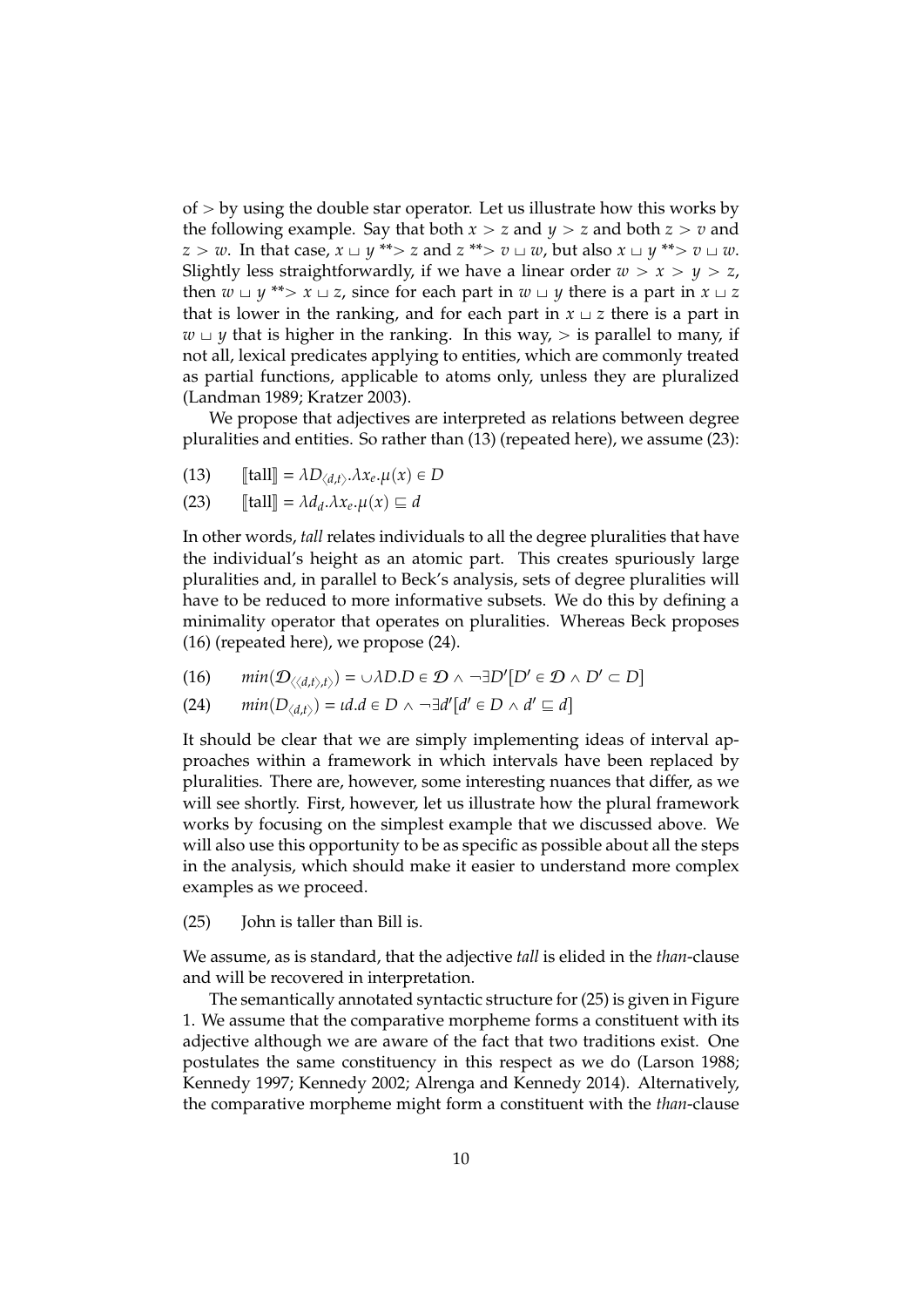of $>$ by using the double star operator. Let us illustrate how this works by the following example. Say that both $x > z$ and $y > z$ and both $z > v$ and $z > w$. In that case, $x \sqcup y$ $^{**}\!>$ $z$ and $z$ $^{**}\!>$ $v \sqcup w$, but also $x \sqcup y$ $^{**}\!>$ $v \sqcup w$. Slightly less straightforwardly, if we have a linear order $w > x > y > z$, then $w \sqcup y$ $^{**}\!>$ $x \sqcup z$, since for each part in $w \sqcup y$ there is a part in $x \sqcup z$ that is lower in the ranking, and for each part in $x \sqcup z$ there is a part in $w \sqcup y$ that is higher in the ranking. In this way, $>$ is parallel to many, if not all, lexical predicates applying to entities, which are commonly treated as partial functions, applicable to atoms only, unless they are pluralized (Landman 1989; Kratzer 2003).

We propose that adjectives are interpreted as relations between degree pluralities and entities. So rather than (13) (repeated here), we assume (23):

(13) $[\![\text{tall}]\!] = \lambda D_{\langle d,t \rangle}.\lambda x_e.\mu(x) \in D$

(23) $[\![\text{tall}]\!] = \lambda d_d.\lambda x_e.\mu(x) \sqsubseteq d$

In other words, *tall* relates individuals to all the degree pluralities that have the individual's height as an atomic part. This creates spuriously large pluralities and, in parallel to Beck's analysis, sets of degree pluralities will have to be reduced to more informative subsets. We do this by defining a minimality operator that operates on pluralities. Whereas Beck proposes (16) (repeated here), we propose (24).

(16) $min(\mathcal{D}_{\langle\langle d,t \rangle,t \rangle}) = \cup \lambda D.D \in \mathcal{D} \wedge \neg \exists D'[D' \in \mathcal{D} \wedge D' \subset D]$

(24) $min(D_{\langle d,t \rangle}) = \iota d.d \in D \wedge \neg \exists d'[d' \in D \wedge d' \sqsubseteq d]$

It should be clear that we are simply implementing ideas of interval approaches within a framework in which intervals have been replaced by pluralities. There are, however, some interesting nuances that differ, as we will see shortly. First, however, let us illustrate how the plural framework works by focusing on the simplest example that we discussed above. We will also use this opportunity to be as specific as possible about all the steps in the analysis, which should make it easier to understand more complex examples as we proceed.

(25) John is taller than Bill is.

We assume, as is standard, that the adjective *tall* is elided in the *than*-clause and will be recovered in interpretation.

The semantically annotated syntactic structure for (25) is given in Figure 1. We assume that the comparative morpheme forms a constituent with its adjective although we are aware of the fact that two traditions exist. One postulates the same constituency in this respect as we do (Larson 1988; Kennedy 1997; Kennedy 2002; Alrenga and Kennedy 2014). Alternatively, the comparative morpheme might form a constituent with the *than*-clause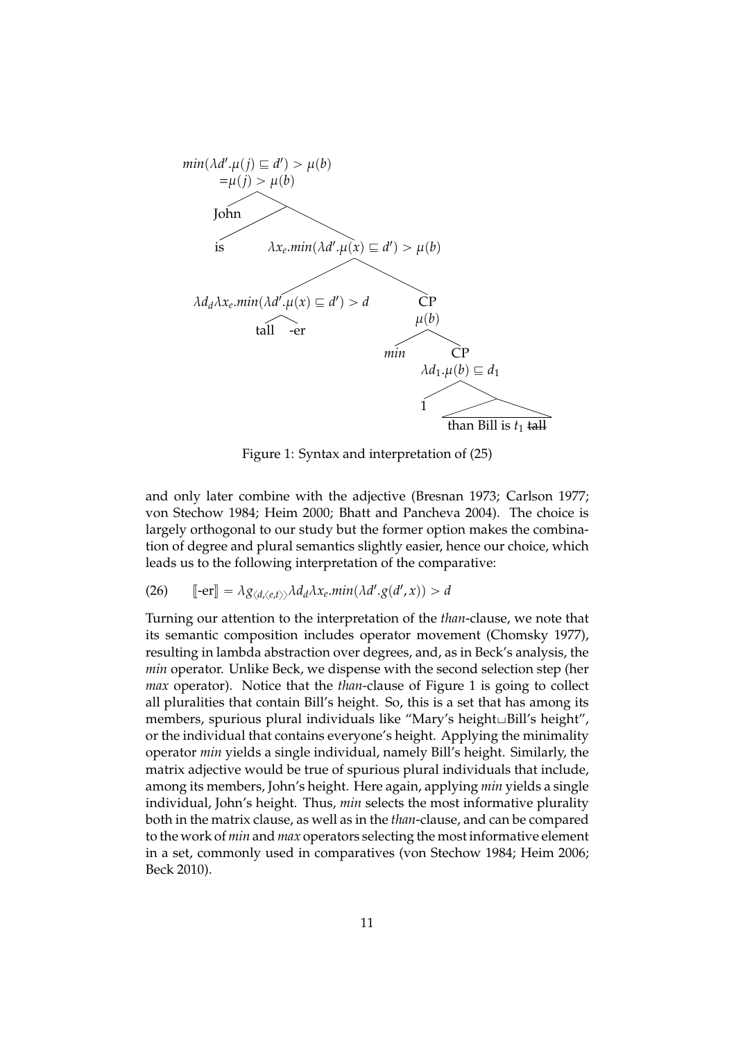$$min(\lambda d'.\mu(j) \sqsubseteq d') > \mu(b)$$
$$=\mu(j) > \mu(b)$$

- John
- is
- $\lambda x_e.min(\lambda d'.\mu(x) \sqsubseteq d') > \mu(b)$
- $\lambda d_d \lambda x_e.min(\lambda d'.\mu(x) \sqsubseteq d') > d$
  - tall -er
- CP $\mu(b)$
  - *min*
  - CP $\lambda d_1.\mu(b) \sqsubseteq d_1$
    - 1
    - than Bill is $t_1$ ~~tall~~

Figure 1: Syntax and interpretation of (25)

and only later combine with the adjective (Bresnan 1973; Carlson 1977; von Stechow 1984; Heim 2000; Bhatt and Pancheva 2004). The choice is largely orthogonal to our study but the former option makes the combination of degree and plural semantics slightly easier, hence our choice, which leads us to the following interpretation of the comparative:

(26) $[\![\text{-er}]\!] = \lambda g_{\langle d,\langle e,t\rangle\rangle} \lambda d_d \lambda x_e.min(\lambda d'.g(d',x)) > d$

Turning our attention to the interpretation of the *than*-clause, we note that its semantic composition includes operator movement (Chomsky 1977), resulting in lambda abstraction over degrees, and, as in Beck's analysis, the *min* operator. Unlike Beck, we dispense with the second selection step (her *max* operator). Notice that the *than*-clause of Figure 1 is going to collect all pluralities that contain Bill's height. So, this is a set that has among its members, spurious plural individuals like "Mary's height$\sqcup$Bill's height", or the individual that contains everyone's height. Applying the minimality operator *min* yields a single individual, namely Bill's height. Similarly, the matrix adjective would be true of spurious plural individuals that include, among its members, John's height. Here again, applying *min* yields a single individual, John's height. Thus, *min* selects the most informative plurality both in the matrix clause, as well as in the *than*-clause, and can be compared to the work of *min* and *max* operators selecting the most informative element in a set, commonly used in comparatives (von Stechow 1984; Heim 2006; Beck 2010).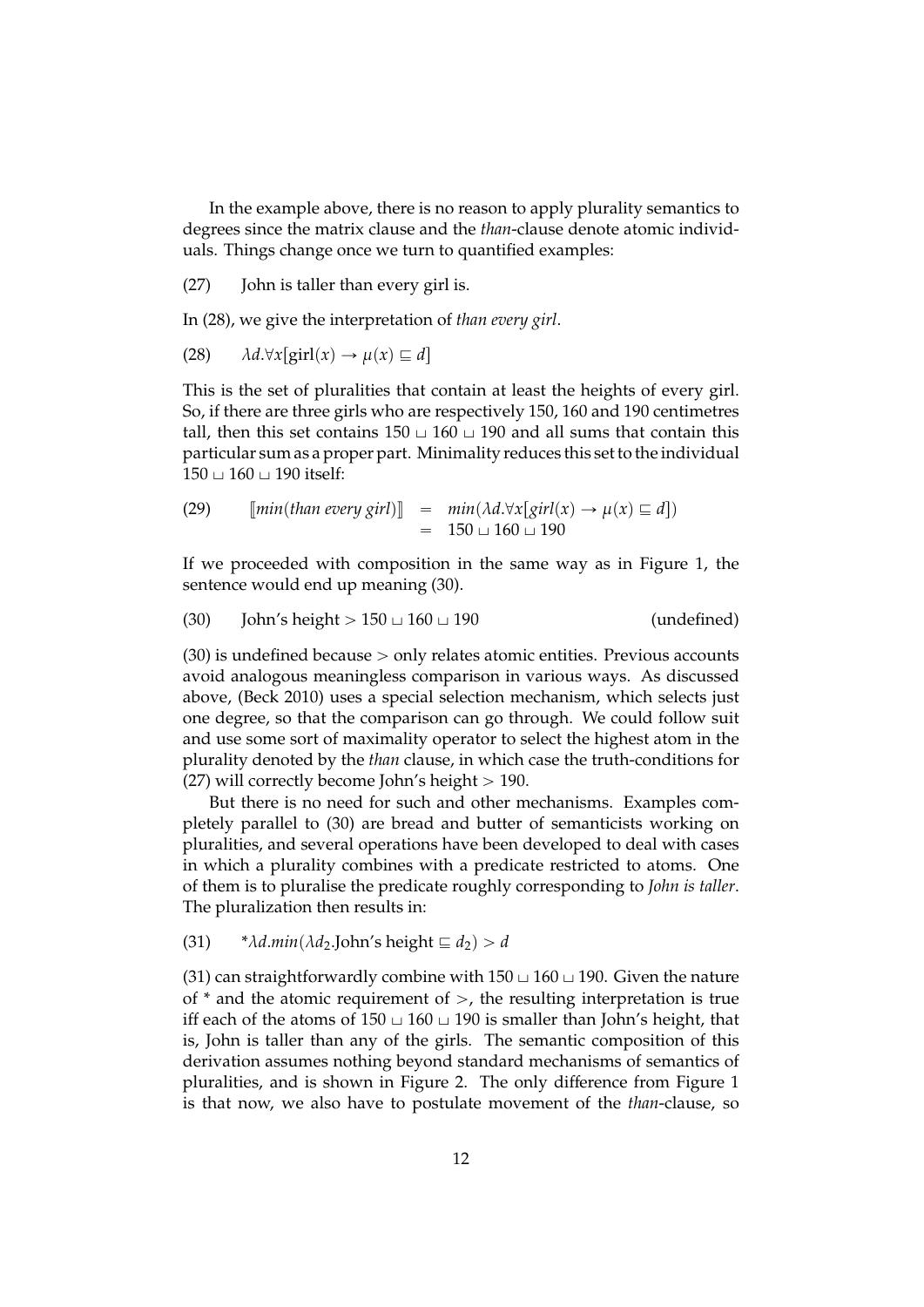In the example above, there is no reason to apply plurality semantics to degrees since the matrix clause and the *than*-clause denote atomic individuals. Things change once we turn to quantified examples:

(27) John is taller than every girl is.

In (28), we give the interpretation of *than every girl*.

(28) $\lambda d.\forall x[\text{girl}(x) \rightarrow \mu(x) \sqsubseteq d]$

This is the set of pluralities that contain at least the heights of every girl. So, if there are three girls who are respectively 150, 160 and 190 centimetres tall, then this set contains $150 \sqcup 160 \sqcup 190$ and all sums that contain this particular sum as a proper part. Minimality reduces this set to the individual $150 \sqcup 160 \sqcup 190$ itself:

(29)
$$\begin{aligned} [\![min(than\ every\ girl)]\!] &= min(\lambda d.\forall x[girl(x) \rightarrow \mu(x) \sqsubseteq d]) \\ &= 150 \sqcup 160 \sqcup 190 \end{aligned}$$

If we proceeded with composition in the same way as in Figure 1, the sentence would end up meaning (30).

(30) John's height $> 150 \sqcup 160 \sqcup 190$ (undefined)

(30) is undefined because $>$ only relates atomic entities. Previous accounts avoid analogous meaningless comparison in various ways. As discussed above, (Beck 2010) uses a special selection mechanism, which selects just one degree, so that the comparison can go through. We could follow suit and use some sort of maximality operator to select the highest atom in the plurality denoted by the *than* clause, in which case the truth-conditions for (27) will correctly become John's height $> 190$.

But there is no need for such and other mechanisms. Examples completely parallel to (30) are bread and butter of semanticists working on pluralities, and several operations have been developed to deal with cases in which a plurality combines with a predicate restricted to atoms. One of them is to pluralise the predicate roughly corresponding to *John is taller*. The pluralization then results in:

(31) $^*\lambda d.min(\lambda d_2.\text{John's height} \sqsubseteq d_2) > d$

(31) can straightforwardly combine with $150 \sqcup 160 \sqcup 190$. Given the nature of * and the atomic requirement of $>$, the resulting interpretation is true iff each of the atoms of $150 \sqcup 160 \sqcup 190$ is smaller than John's height, that is, John is taller than any of the girls. The semantic composition of this derivation assumes nothing beyond standard mechanisms of semantics of pluralities, and is shown in Figure 2. The only difference from Figure 1 is that now, we also have to postulate movement of the *than*-clause, so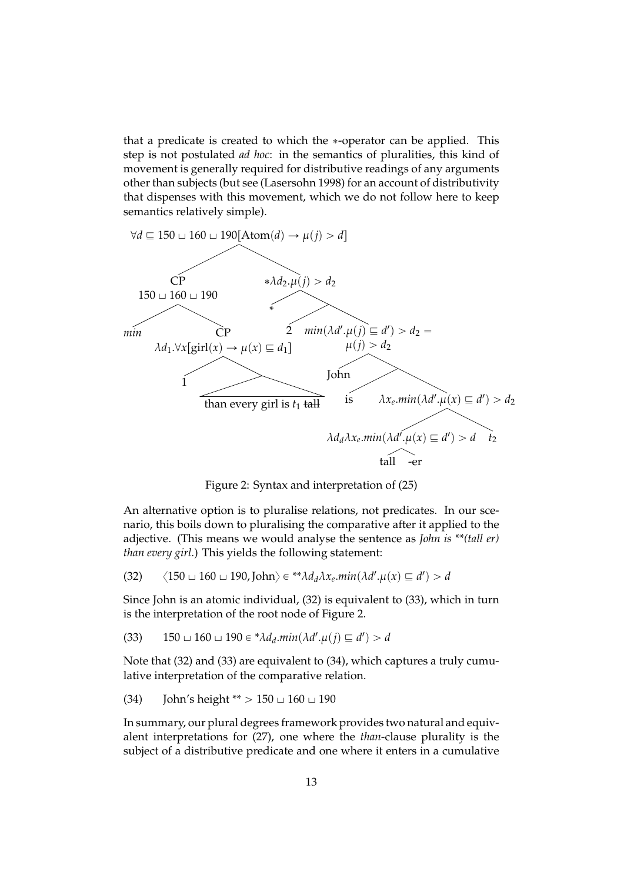that a predicate is created to which the $*$-operator can be applied. This step is not postulated *ad hoc*: in the semantics of pluralities, this kind of movement is generally required for distributive readings of any arguments other than subjects (but see (Lasersohn 1998) for an account of distributivity that dispenses with this movement, which we do not follow here to keep semantics relatively simple).

$\forall d \sqsubseteq 150 \sqcup 160 \sqcup 190[\text{Atom}(d) \rightarrow \mu(j) > d]$

- CP: $150 \sqcup 160 \sqcup 190$
  - *min*
  - CP: $\lambda d_1.\forall x[\text{girl}(x) \rightarrow \mu(x) \sqsubseteq d_1]$
    - 1
    - than every girl is $t_1$ ~~tall~~
- $*\lambda d_2.\mu(j) > d_2$
  - $*$
  - 2
  - $min(\lambda d'.\mu(j) \sqsubseteq d') > d_2 = \mu(j) > d_2$
    - John
    - is
    - $\lambda x_e.min(\lambda d'.\mu(x) \sqsubseteq d') > d_2$
      - $\lambda d_d \lambda x_e.min(\lambda d'.\mu(x) \sqsubseteq d') > d$
        - tall
        - -er
      - $t_2$

Figure 2: Syntax and interpretation of (25)

An alternative option is to pluralise relations, not predicates. In our scenario, this boils down to pluralising the comparative after it applied to the adjective. (This means we would analyse the sentence as *John is \*\*(tall er) than every girl*.) This yields the following statement:

(32) $\langle 150 \sqcup 160 \sqcup 190, \text{John}\rangle \in {}^{**}\lambda d_d \lambda x_e.min(\lambda d'.\mu(x) \sqsubseteq d') > d$

Since John is an atomic individual, (32) is equivalent to (33), which in turn is the interpretation of the root node of Figure 2.

(33) $150 \sqcup 160 \sqcup 190 \in {}^{*}\lambda d_d.min(\lambda d'.\mu(j) \sqsubseteq d') > d$

Note that (32) and (33) are equivalent to (34), which captures a truly cumulative interpretation of the comparative relation.

(34) John's height $^{**} > 150 \sqcup 160 \sqcup 190$

In summary, our plural degrees framework provides two natural and equivalent interpretations for (27), one where the *than*-clause plurality is the subject of a distributive predicate and one where it enters in a cumulative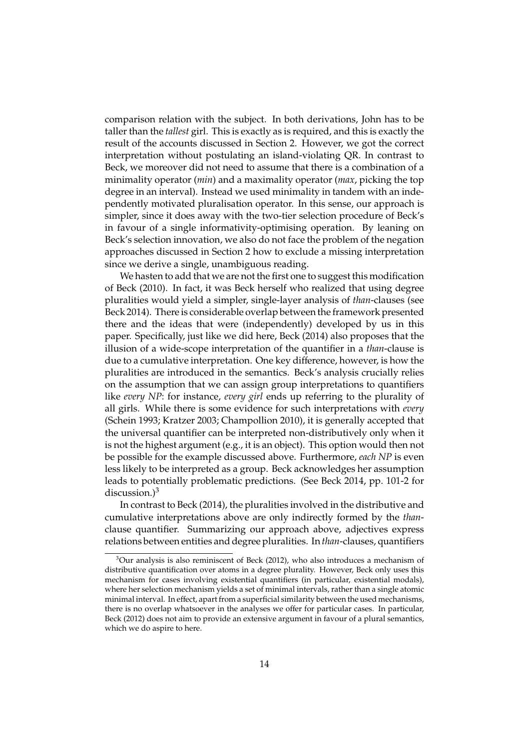comparison relation with the subject. In both derivations, John has to be taller than the *tallest* girl. This is exactly as is required, and this is exactly the result of the accounts discussed in Section 2. However, we got the correct interpretation without postulating an island-violating QR. In contrast to Beck, we moreover did not need to assume that there is a combination of a minimality operator (*min*) and a maximality operator (*max*, picking the top degree in an interval). Instead we used minimality in tandem with an independently motivated pluralisation operator. In this sense, our approach is simpler, since it does away with the two-tier selection procedure of Beck's in favour of a single informativity-optimising operation. By leaning on Beck's selection innovation, we also do not face the problem of the negation approaches discussed in Section 2 how to exclude a missing interpretation since we derive a single, unambiguous reading.

We hasten to add that we are not the first one to suggest this modification of Beck (2010). In fact, it was Beck herself who realized that using degree pluralities would yield a simpler, single-layer analysis of *than*-clauses (see Beck 2014). There is considerable overlap between the framework presented there and the ideas that were (independently) developed by us in this paper. Specifically, just like we did here, Beck (2014) also proposes that the illusion of a wide-scope interpretation of the quantifier in a *than*-clause is due to a cumulative interpretation. One key difference, however, is how the pluralities are introduced in the semantics. Beck's analysis crucially relies on the assumption that we can assign group interpretations to quantifiers like *every NP*: for instance, *every girl* ends up referring to the plurality of all girls. While there is some evidence for such interpretations with *every* (Schein 1993; Kratzer 2003; Champollion 2010), it is generally accepted that the universal quantifier can be interpreted non-distributively only when it is not the highest argument (e.g., it is an object). This option would then not be possible for the example discussed above. Furthermore, *each NP* is even less likely to be interpreted as a group. Beck acknowledges her assumption leads to potentially problematic predictions. (See Beck 2014, pp. 101-2 for discussion.)[3]

In contrast to Beck (2014), the pluralities involved in the distributive and cumulative interpretations above are only indirectly formed by the *than*-clause quantifier. Summarizing our approach above, adjectives express relations between entities and degree pluralities. In *than*-clauses, quantifiers

[3]Our analysis is also reminiscent of Beck (2012), who also introduces a mechanism of distributive quantification over atoms in a degree plurality. However, Beck only uses this mechanism for cases involving existential quantifiers (in particular, existential modals), where her selection mechanism yields a set of minimal intervals, rather than a single atomic minimal interval. In effect, apart from a superficial similarity between the used mechanisms, there is no overlap whatsoever in the analyses we offer for particular cases. In particular, Beck (2012) does not aim to provide an extensive argument in favour of a plural semantics, which we do aspire to here.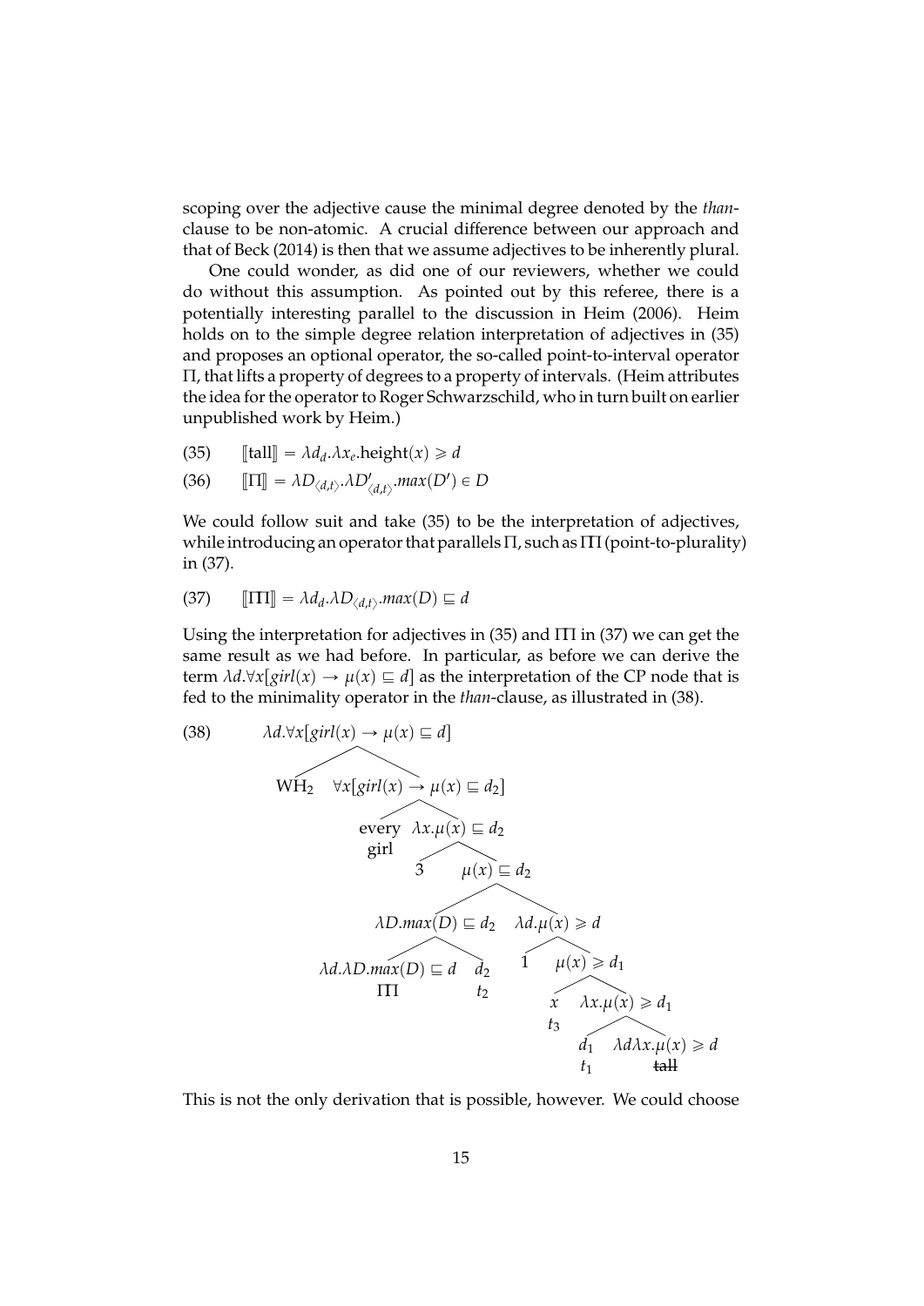scoping over the adjective cause the minimal degree denoted by the *than*-clause to be non-atomic. A crucial difference between our approach and that of Beck (2014) is then that we assume adjectives to be inherently plural.

One could wonder, as did one of our reviewers, whether we could do without this assumption. As pointed out by this referee, there is a potentially interesting parallel to the discussion in Heim (2006). Heim holds on to the simple degree relation interpretation of adjectives in (35) and proposes an optional operator, the so-called point-to-interval operator $\Pi$, that lifts a property of degrees to a property of intervals. (Heim attributes the idea for the operator to Roger Schwarzschild, who in turn built on earlier unpublished work by Heim.)

(35) $[\![\text{tall}]\!] = \lambda d_d.\lambda x_e.\text{height}(x) \geqslant d$

(36) $[\![\Pi]\!] = \lambda D_{\langle d,t\rangle}.\lambda D'_{\langle d,t\rangle}.max(D') \in D$

We could follow suit and take (35) to be the interpretation of adjectives, while introducing an operator that parallels $\Pi$, such as $\Pi\Pi$ (point-to-plurality) in (37).

(37) $[\![\Pi\Pi]\!] = \lambda d_d.\lambda D_{\langle d,t\rangle}.max(D) \sqsubseteq d$

Using the interpretation for adjectives in (35) and $\Pi\Pi$ in (37) we can get the same result as we had before. In particular, as before we can derive the term $\lambda d.\forall x[girl(x) \rightarrow \mu(x) \sqsubseteq d]$ as the interpretation of the CP node that is fed to the minimality operator in the *than*-clause, as illustrated in (38).

(38)

- $\lambda d.\forall x[girl(x) \rightarrow \mu(x) \sqsubseteq d]$
  - $\text{WH}_2$
  - $\forall x[girl(x) \rightarrow \mu(x) \sqsubseteq d_2]$
    - every girl
    - $\lambda x.\mu(x) \sqsubseteq d_2$
      - 3
      - $\mu(x) \sqsubseteq d_2$
        - $\lambda D.max(D) \sqsubseteq d_2$
          - $\lambda d.\lambda D.max(D) \sqsubseteq d$ ($\Pi\Pi$)
          - $d_2$ ($t_2$)
        - $\lambda d.\mu(x) \geqslant d$
          - 1
          - $\mu(x) \geqslant d_1$
            - $x$ ($t_3$)
            - $\lambda x.\mu(x) \geqslant d_1$
              - $d_1$ ($t_1$)
              - $\lambda d \lambda x.\mu(x) \geqslant d$ (~~tall~~)

This is not the only derivation that is possible, however. We could choose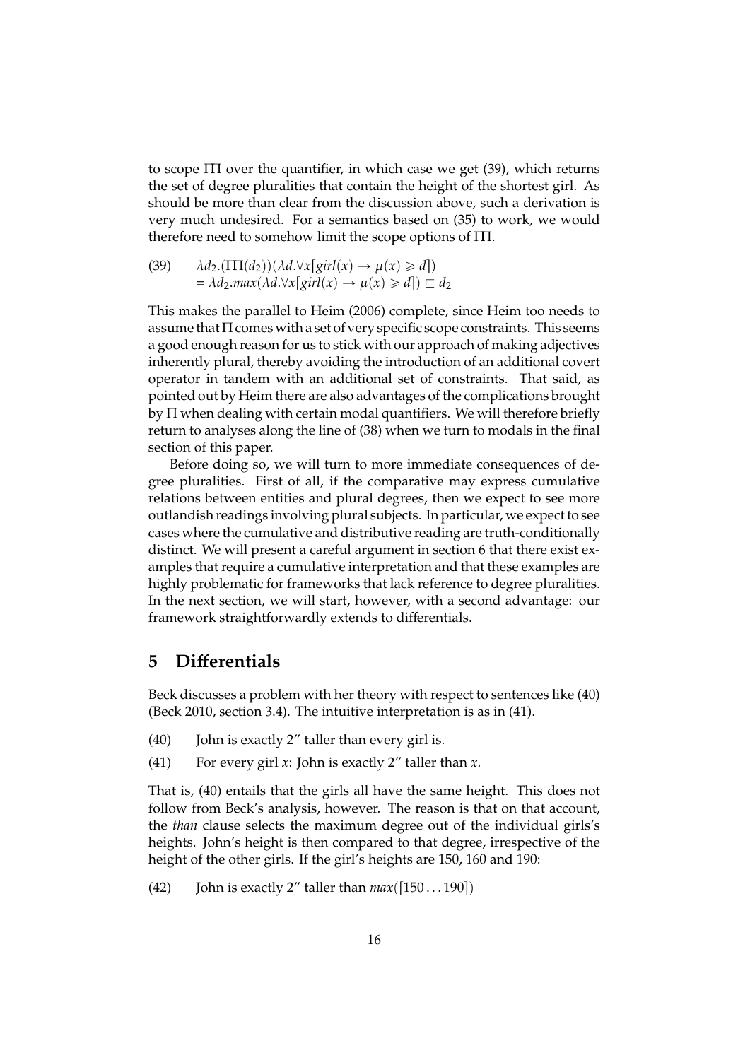to scope $\Pi\Pi$ over the quantifier, in which case we get (39), which returns the set of degree pluralities that contain the height of the shortest girl. As should be more than clear from the discussion above, such a derivation is very much undesired. For a semantics based on (35) to work, we would therefore need to somehow limit the scope options of $\Pi\Pi$.

(39) $\lambda d_2.(\Pi\Pi(d_2))(\lambda d.\forall x[girl(x) \rightarrow \mu(x) \geqslant d])$
$= \lambda d_2.max(\lambda d.\forall x[girl(x) \rightarrow \mu(x) \geqslant d]) \sqsubseteq d_2$

This makes the parallel to Heim (2006) complete, since Heim too needs to assume that $\Pi$ comes with a set of very specific scope constraints. This seems a good enough reason for us to stick with our approach of making adjectives inherently plural, thereby avoiding the introduction of an additional covert operator in tandem with an additional set of constraints. That said, as pointed out by Heim there are also advantages of the complications brought by $\Pi$ when dealing with certain modal quantifiers. We will therefore briefly return to analyses along the line of (38) when we turn to modals in the final section of this paper.

Before doing so, we will turn to more immediate consequences of degree pluralities. First of all, if the comparative may express cumulative relations between entities and plural degrees, then we expect to see more outlandish readings involving plural subjects. In particular, we expect to see cases where the cumulative and distributive reading are truth-conditionally distinct. We will present a careful argument in section 6 that there exist examples that require a cumulative interpretation and that these examples are highly problematic for frameworks that lack reference to degree pluralities. In the next section, we will start, however, with a second advantage: our framework straightforwardly extends to differentials.

## 5 Differentials

Beck discusses a problem with her theory with respect to sentences like (40) (Beck 2010, section 3.4). The intuitive interpretation is as in (41).

(40) John is exactly 2" taller than every girl is.

(41) For every girl $x$: John is exactly 2" taller than $x$.

That is, (40) entails that the girls all have the same height. This does not follow from Beck's analysis, however. The reason is that on that account, the *than* clause selects the maximum degree out of the individual girls's heights. John's height is then compared to that degree, irrespective of the height of the other girls. If the girl's heights are 150, 160 and 190:

(42) John is exactly 2" taller than $max([150\ldots190])$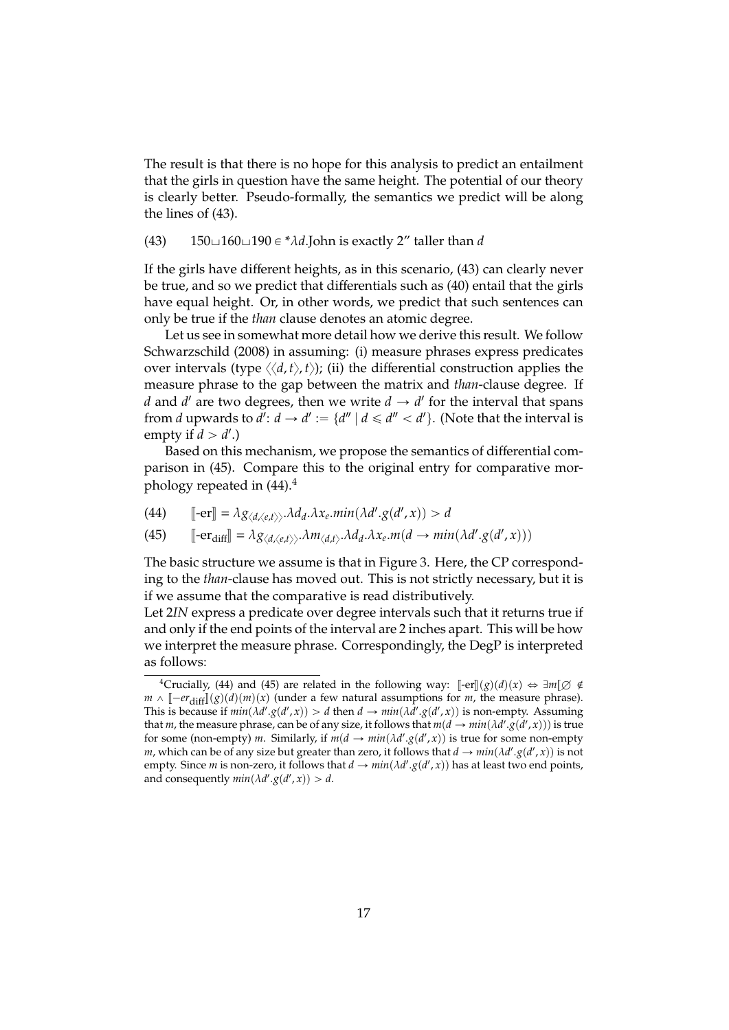The result is that there is no hope for this analysis to predict an entailment that the girls in question have the same height. The potential of our theory is clearly better. Pseudo-formally, the semantics we predict will be along the lines of (43).

(43) $150 \sqcup 160 \sqcup 190 \in {}^*\lambda d.$John is exactly 2″ taller than $d$

If the girls have different heights, as in this scenario, (43) can clearly never be true, and so we predict that differentials such as (40) entail that the girls have equal height. Or, in other words, we predict that such sentences can only be true if the *than* clause denotes an atomic degree.

Let us see in somewhat more detail how we derive this result. We follow Schwarzschild (2008) in assuming: (i) measure phrases express predicates over intervals (type $\langle\langle d,t\rangle,t\rangle$); (ii) the differential construction applies the measure phrase to the gap between the matrix and *than*-clause degree. If $d$ and $d'$ are two degrees, then we write $d \to d'$ for the interval that spans from $d$ upwards to $d'$: $d \to d' := \{d'' \mid d \leqslant d'' < d'\}$. (Note that the interval is empty if $d > d'$.)

Based on this mechanism, we propose the semantics of differential comparison in (45). Compare this to the original entry for comparative morphology repeated in (44).[4]

(44) $[\![\text{-er}]\!] = \lambda g_{\langle d,\langle e,t\rangle\rangle}.\lambda d_d.\lambda x_e.min(\lambda d'.g(d',x)) > d$

(45) $[\![\text{-er}_{\text{diff}}]\!] = \lambda g_{\langle d,\langle e,t\rangle\rangle}.\lambda m_{\langle d,t\rangle}.\lambda d_d.\lambda x_e.m(d \to min(\lambda d'.g(d',x)))$

The basic structure we assume is that in Figure 3. Here, the CP corresponding to the *than*-clause has moved out. This is not strictly necessary, but it is if we assume that the comparative is read distributively.

Let *2IN* express a predicate over degree intervals such that it returns true if and only if the end points of the interval are 2 inches apart. This will be how we interpret the measure phrase. Correspondingly, the DegP is interpreted as follows:

[4] Crucially, (44) and (45) are related in the following way: $[\![\text{-er}]\!](g)(d)(x) \Leftrightarrow \exists m[\varnothing \notin m \wedge [\![-er_{\text{diff}}]\!](g)(d)(m)(x)$ (under a few natural assumptions for $m$, the measure phrase). This is because if $min(\lambda d'.g(d',x)) > d$ then $d \to min(\lambda d'.g(d',x))$ is non-empty. Assuming that $m$, the measure phrase, can be of any size, it follows that $m(d \to min(\lambda d'.g(d',x)))$ is true for some (non-empty) $m$. Similarly, if $m(d \to min(\lambda d'.g(d',x))$ is true for some non-empty $m$, which can be of any size but greater than zero, it follows that $d \to min(\lambda d'.g(d',x))$ is not empty. Since $m$ is non-zero, it follows that $d \to min(\lambda d'.g(d',x))$ has at least two end points, and consequently $min(\lambda d'.g(d',x)) > d$.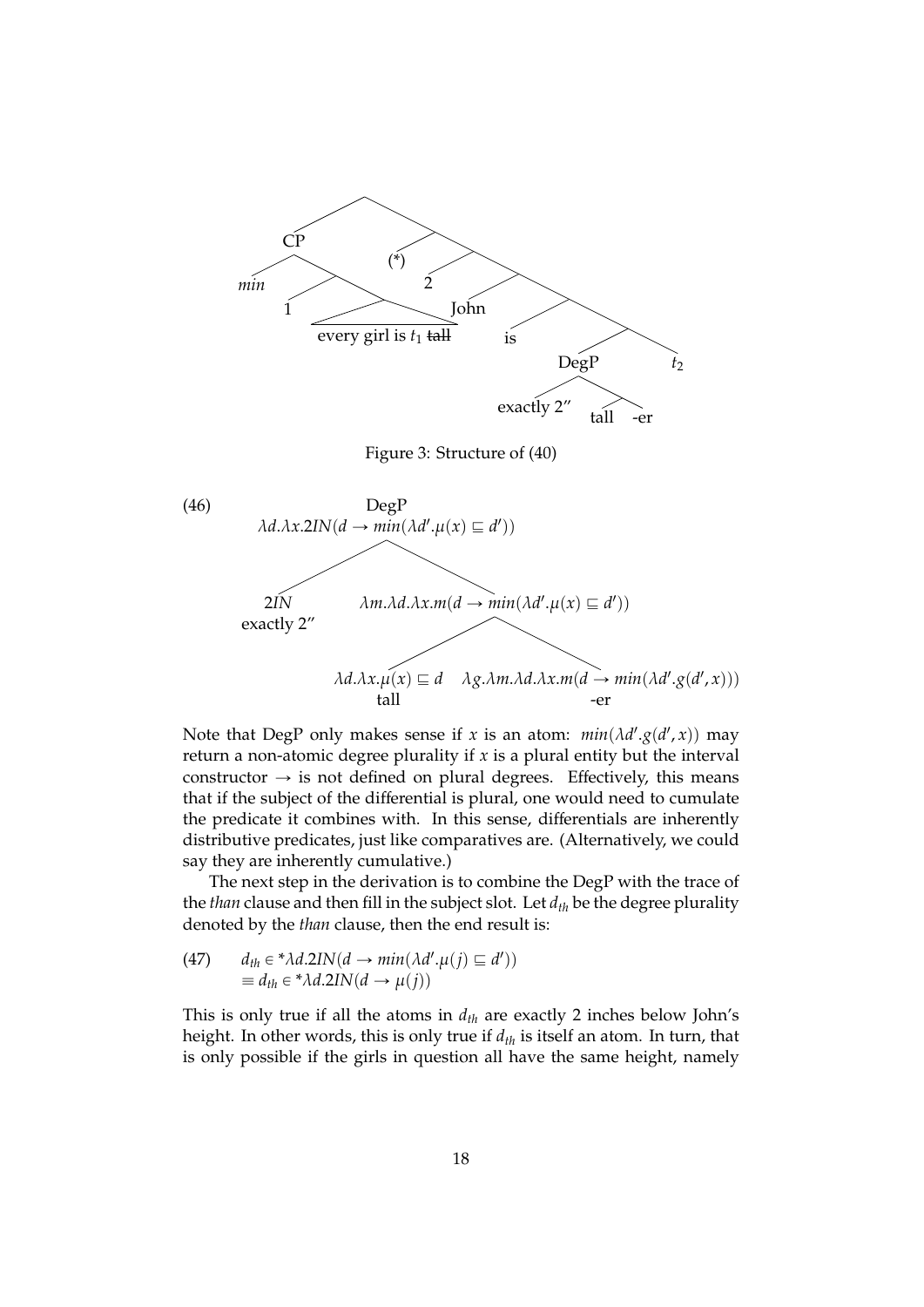[Tree diagram: [[CP min [1 [every girl is $t_1$ ~~tall~~]]] [(*) [2 [John [is [[DegP exactly 2″ [tall -er]] $t_2$]]]]]]]

Figure 3: Structure of (40)

(46) DegP: $\lambda d.\lambda x.2IN(d \rightarrow min(\lambda d'.\mu(x) \sqsubseteq d'))$

- $2IN$ (exactly 2″)
- $\lambda m.\lambda d.\lambda x.m(d \rightarrow min(\lambda d'.\mu(x) \sqsubseteq d'))$
  - $\lambda d.\lambda x.\mu(x) \sqsubseteq d$ (tall)
  - $\lambda g.\lambda m.\lambda d.\lambda x.m(d \rightarrow min(\lambda d'.g(d', x)))$ (-er)

Note that DegP only makes sense if $x$ is an atom: $min(\lambda d'.g(d', x))$ may return a non-atomic degree plurality if $x$ is a plural entity but the interval constructor $\rightarrow$ is not defined on plural degrees. Effectively, this means that if the subject of the differential is plural, one would need to cumulate the predicate it combines with. In this sense, differentials are inherently distributive predicates, just like comparatives are. (Alternatively, we could say they are inherently cumulative.)

The next step in the derivation is to combine the DegP with the trace of the *than* clause and then fill in the subject slot. Let $d_{th}$ be the degree plurality denoted by the *than* clause, then the end result is:

(47) $d_{th} \in {}^*\lambda d.2IN(d \rightarrow min(\lambda d'.\mu(j) \sqsubseteq d'))$
$\equiv d_{th} \in {}^*\lambda d.2IN(d \rightarrow \mu(j))$

This is only true if all the atoms in $d_{th}$ are exactly 2 inches below John's height. In other words, this is only true if $d_{th}$ is itself an atom. In turn, that is only possible if the girls in question all have the same height, namely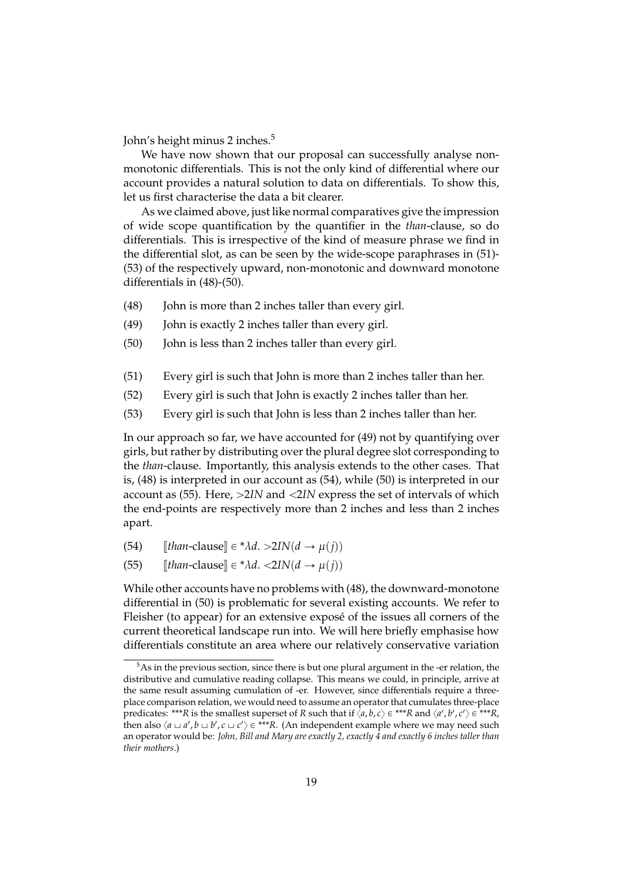John's height minus 2 inches.[5]

We have now shown that our proposal can successfully analyse non-monotonic differentials. This is not the only kind of differential where our account provides a natural solution to data on differentials. To show this, let us first characterise the data a bit clearer.

As we claimed above, just like normal comparatives give the impression of wide scope quantification by the quantifier in the *than*-clause, so do differentials. This is irrespective of the kind of measure phrase we find in the differential slot, as can be seen by the wide-scope paraphrases in (51)-(53) of the respectively upward, non-monotonic and downward monotone differentials in (48)-(50).

(48) John is more than 2 inches taller than every girl.

(49) John is exactly 2 inches taller than every girl.

(50) John is less than 2 inches taller than every girl.

(51) Every girl is such that John is more than 2 inches taller than her.

(52) Every girl is such that John is exactly 2 inches taller than her.

(53) Every girl is such that John is less than 2 inches taller than her.

In our approach so far, we have accounted for (49) not by quantifying over girls, but rather by distributing over the plural degree slot corresponding to the *than*-clause. Importantly, this analysis extends to the other cases. That is, (48) is interpreted in our account as (54), while (50) is interpreted in our account as (55). Here, $>2IN$ and $<2IN$ express the set of intervals of which the end-points are respectively more than 2 inches and less than 2 inches apart.

(54) $[\![than\text{-clause}]\!] \in {}^*\lambda d.\ {>}2IN(d \rightarrow \mu(j))$

(55) $[\![than\text{-clause}]\!] \in {}^*\lambda d.\ {<}2IN(d \rightarrow \mu(j))$

While other accounts have no problems with (48), the downward-monotone differential in (50) is problematic for several existing accounts. We refer to Fleisher (to appear) for an extensive exposé of the issues all corners of the current theoretical landscape run into. We will here briefly emphasise how differentials constitute an area where our relatively conservative variation

[5] As in the previous section, since there is but one plural argument in the -er relation, the distributive and cumulative reading collapse. This means we could, in principle, arrive at the same result assuming cumulation of -er. However, since differentials require a three-place comparison relation, we would need to assume an operator that cumulates three-place predicates: $^{***}R$ is the smallest superset of $R$ such that if $\langle a, b, c \rangle \in {}^{***}R$ and $\langle a', b', c' \rangle \in {}^{***}R$, then also $\langle a \sqcup a', b \sqcup b', c \sqcup c' \rangle \in {}^{***}R$. (An independent example where we may need such an operator would be: *John, Bill and Mary are exactly 2, exactly 4 and exactly 6 inches taller than their mothers.*)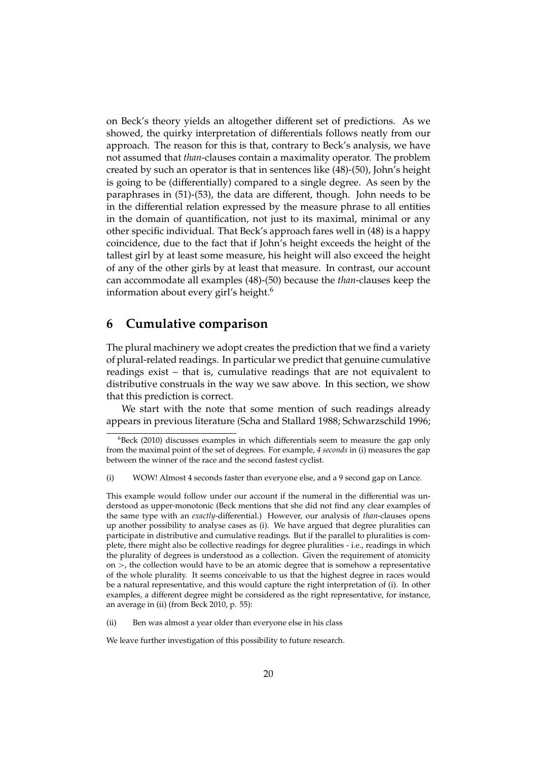on Beck's theory yields an altogether different set of predictions. As we showed, the quirky interpretation of differentials follows neatly from our approach. The reason for this is that, contrary to Beck's analysis, we have not assumed that *than*-clauses contain a maximality operator. The problem created by such an operator is that in sentences like (48)-(50), John's height is going to be (differentially) compared to a single degree. As seen by the paraphrases in (51)-(53), the data are different, though. John needs to be in the differential relation expressed by the measure phrase to all entities in the domain of quantification, not just to its maximal, minimal or any other specific individual. That Beck's approach fares well in (48) is a happy coincidence, due to the fact that if John's height exceeds the height of the tallest girl by at least some measure, his height will also exceed the height of any of the other girls by at least that measure. In contrast, our account can accommodate all examples (48)-(50) because the *than*-clauses keep the information about every girl's height.[6]

## 6 Cumulative comparison

The plural machinery we adopt creates the prediction that we find a variety of plural-related readings. In particular we predict that genuine cumulative readings exist – that is, cumulative readings that are not equivalent to distributive construals in the way we saw above. In this section, we show that this prediction is correct.

We start with the note that some mention of such readings already appears in previous literature (Scha and Stallard 1988; Schwarzschild 1996;

---

[6]Beck (2010) discusses examples in which differentials seem to measure the gap only from the maximal point of the set of degrees. For example, *4 seconds* in (i) measures the gap between the winner of the race and the second fastest cyclist.

(i) WOW! Almost 4 seconds faster than everyone else, and a 9 second gap on Lance.

This example would follow under our account if the numeral in the differential was understood as upper-monotonic (Beck mentions that she did not find any clear examples of the same type with an *exactly*-differential.) However, our analysis of *than*-clauses opens up another possibility to analyse cases as (i). We have argued that degree pluralities can participate in distributive and cumulative readings. But if the parallel to pluralities is complete, there might also be collective readings for degree pluralities - i.e., readings in which the plurality of degrees is understood as a collection. Given the requirement of atomicity on $>$, the collection would have to be an atomic degree that is somehow a representative of the whole plurality. It seems conceivable to us that the highest degree in races would be a natural representative, and this would capture the right interpretation of (i). In other examples, a different degree might be considered as the right representative, for instance, an average in (ii) (from Beck 2010, p. 55):

(ii) Ben was almost a year older than everyone else in his class

We leave further investigation of this possibility to future research.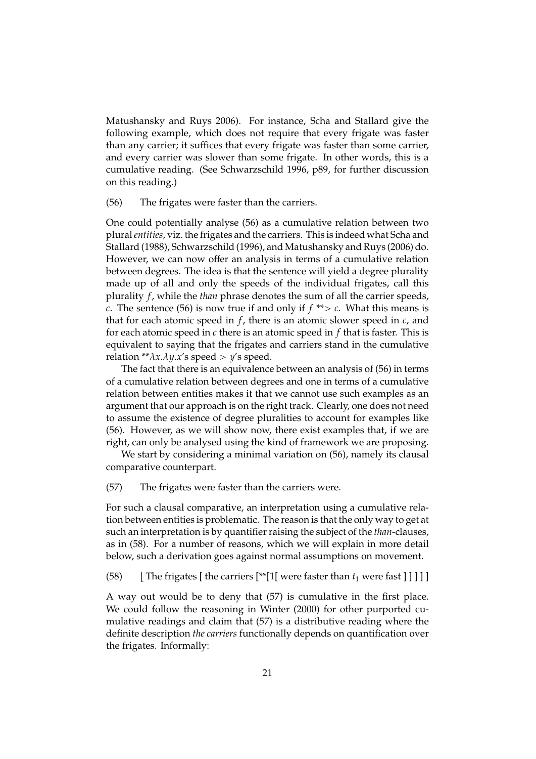Matushansky and Ruys 2006). For instance, Scha and Stallard give the following example, which does not require that every frigate was faster than any carrier; it suffices that every frigate was faster than some carrier, and every carrier was slower than some frigate. In other words, this is a cumulative reading. (See Schwarzschild 1996, p89, for further discussion on this reading.)

(56) The frigates were faster than the carriers.

One could potentially analyse (56) as a cumulative relation between two plural *entities*, viz. the frigates and the carriers. This is indeed what Scha and Stallard (1988), Schwarzschild (1996), and Matushansky and Ruys (2006) do. However, we can now offer an analysis in terms of a cumulative relation between degrees. The idea is that the sentence will yield a degree plurality made up of all and only the speeds of the individual frigates, call this plurality $f$, while the *than* phrase denotes the sum of all the carrier speeds, $c$. The sentence (56) is now true if and only if $f$ $^{**}\!>$ $c$. What this means is that for each atomic speed in $f$, there is an atomic slower speed in $c$, and for each atomic speed in $c$ there is an atomic speed in $f$ that is faster. This is equivalent to saying that the frigates and carriers stand in the cumulative relation $^{**}\lambda x.\lambda y.x$'s speed $>$ $y$'s speed.

The fact that there is an equivalence between an analysis of (56) in terms of a cumulative relation between degrees and one in terms of a cumulative relation between entities makes it that we cannot use such examples as an argument that our approach is on the right track. Clearly, one does not need to assume the existence of degree pluralities to account for examples like (56). However, as we will show now, there exist examples that, if we are right, can only be analysed using the kind of framework we are proposing.

We start by considering a minimal variation on (56), namely its clausal comparative counterpart.

(57) The frigates were faster than the carriers were.

For such a clausal comparative, an interpretation using a cumulative relation between entities is problematic. The reason is that the only way to get at such an interpretation is by quantifier raising the subject of the *than*-clauses, as in (58). For a number of reasons, which we will explain in more detail below, such a derivation goes against normal assumptions on movement.

(58) [ The frigates [ the carriers [**[1[ were faster than $t_1$ were fast ] ] ] ] ]

A way out would be to deny that (57) is cumulative in the first place. We could follow the reasoning in Winter (2000) for other purported cumulative readings and claim that (57) is a distributive reading where the definite description *the carriers* functionally depends on quantification over the frigates. Informally: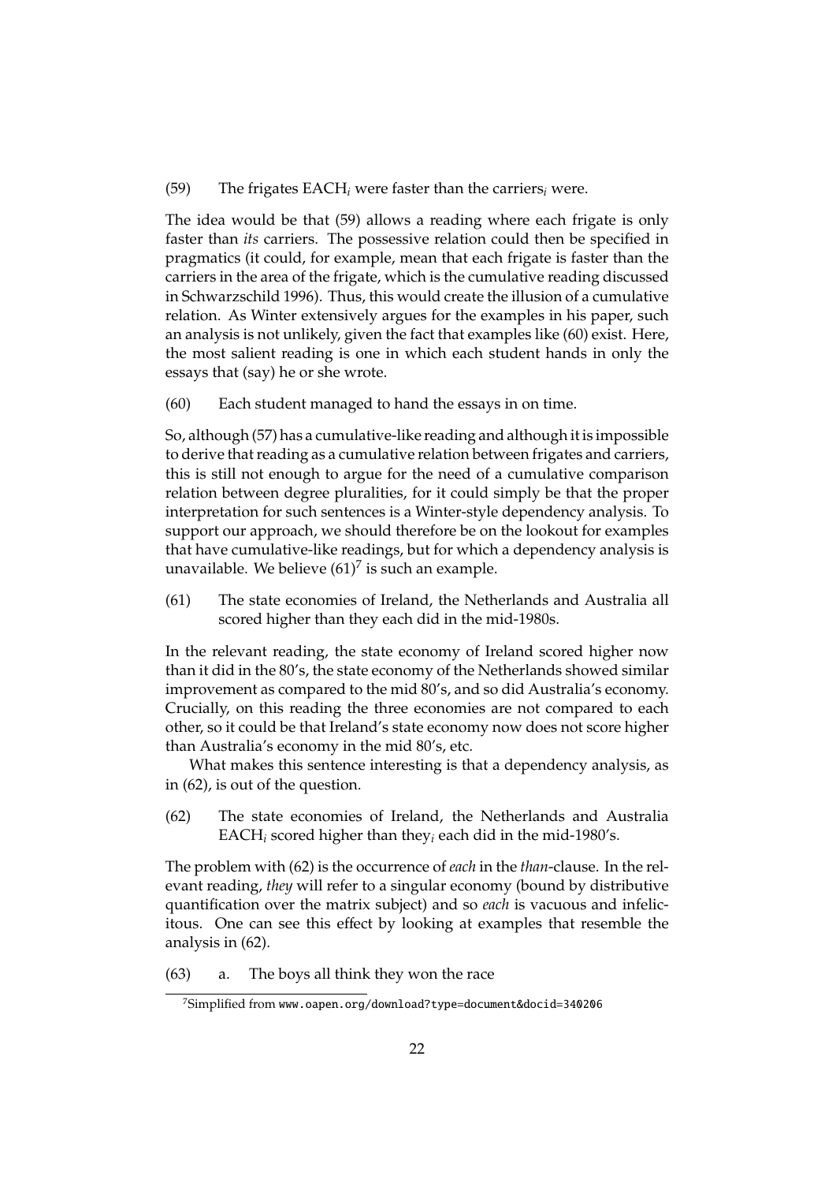(59) The frigates EACH$_i$ were faster than the carriers$_i$ were.

The idea would be that (59) allows a reading where each frigate is only faster than *its* carriers. The possessive relation could then be specified in pragmatics (it could, for example, mean that each frigate is faster than the carriers in the area of the frigate, which is the cumulative reading discussed in Schwarzschild 1996). Thus, this would create the illusion of a cumulative relation. As Winter extensively argues for the examples in his paper, such an analysis is not unlikely, given the fact that examples like (60) exist. Here, the most salient reading is one in which each student hands in only the essays that (say) he or she wrote.

(60) Each student managed to hand the essays in on time.

So, although (57) has a cumulative-like reading and although it is impossible to derive that reading as a cumulative relation between frigates and carriers, this is still not enough to argue for the need of a cumulative comparison relation between degree pluralities, for it could simply be that the proper interpretation for such sentences is a Winter-style dependency analysis. To support our approach, we should therefore be on the lookout for examples that have cumulative-like readings, but for which a dependency analysis is unavailable. We believe (61)[7] is such an example.

(61) The state economies of Ireland, the Netherlands and Australia all scored higher than they each did in the mid-1980s.

In the relevant reading, the state economy of Ireland scored higher now than it did in the 80's, the state economy of the Netherlands showed similar improvement as compared to the mid 80's, and so did Australia's economy. Crucially, on this reading the three economies are not compared to each other, so it could be that Ireland's state economy now does not score higher than Australia's economy in the mid 80's, etc.

What makes this sentence interesting is that a dependency analysis, as in (62), is out of the question.

(62) The state economies of Ireland, the Netherlands and Australia EACH$_i$ scored higher than they$_i$ each did in the mid-1980's.

The problem with (62) is the occurrence of *each* in the *than*-clause. In the relevant reading, *they* will refer to a singular economy (bound by distributive quantification over the matrix subject) and so *each* is vacuous and infelicitous. One can see this effect by looking at examples that resemble the analysis in (62).

(63) a. The boys all think they won the race

[7] Simplified from www.oapen.org/download?type=document&docid=340206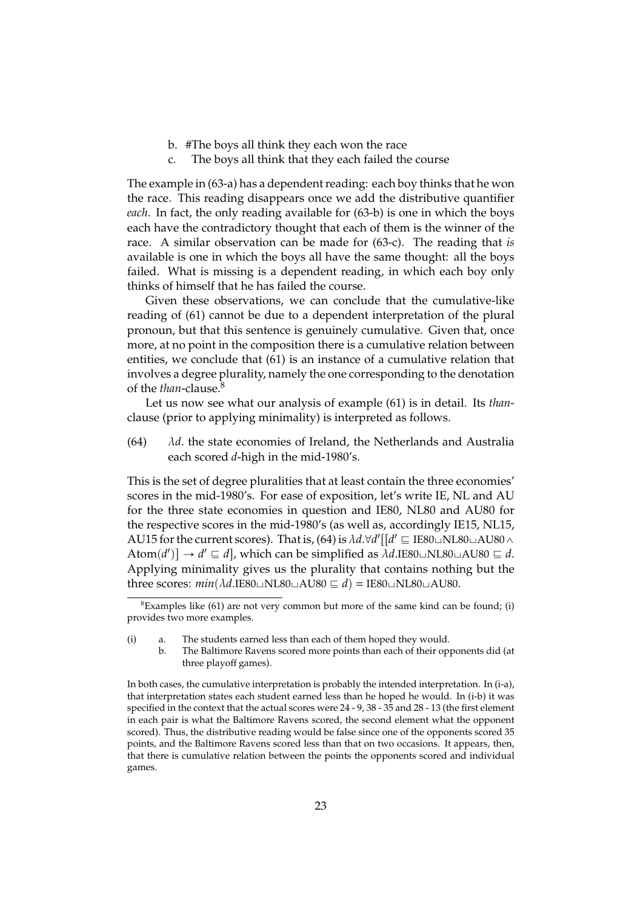b. #The boys all think they each won the race
c. The boys all think that they each failed the course

The example in (63-a) has a dependent reading: each boy thinks that he won the race. This reading disappears once we add the distributive quantifier *each*. In fact, the only reading available for (63-b) is one in which the boys each have the contradictory thought that each of them is the winner of the race. A similar observation can be made for (63-c). The reading that *is* available is one in which the boys all have the same thought: all the boys failed. What is missing is a dependent reading, in which each boy only thinks of himself that he has failed the course.

Given these observations, we can conclude that the cumulative-like reading of (61) cannot be due to a dependent interpretation of the plural pronoun, but that this sentence is genuinely cumulative. Given that, once more, at no point in the composition there is a cumulative relation between entities, we conclude that (61) is an instance of a cumulative relation that involves a degree plurality, namely the one corresponding to the denotation of the *than*-clause.[8]

Let us now see what our analysis of example (61) is in detail. Its *than*-clause (prior to applying minimality) is interpreted as follows.

(64) $\lambda d$. the state economies of Ireland, the Netherlands and Australia each scored $d$-high in the mid-1980's.

This is the set of degree pluralities that at least contain the three economies' scores in the mid-1980's. For ease of exposition, let's write IE, NL and AU for the three state economies in question and IE80, NL80 and AU80 for the respective scores in the mid-1980's (as well as, accordingly IE15, NL15, AU15 for the current scores). That is, (64) is $\lambda d.\forall d'[[d' \sqsubseteq \text{IE80}\sqcup\text{NL80}\sqcup\text{AU80} \wedge \text{Atom}(d')] \rightarrow d' \sqsubseteq d]$, which can be simplified as $\lambda d.\text{IE80}\sqcup\text{NL80}\sqcup\text{AU80} \sqsubseteq d$. Applying minimality gives us the plurality that contains nothing but the three scores: $min(\lambda d.\text{IE80}\sqcup\text{NL80}\sqcup\text{AU80} \sqsubseteq d) = \text{IE80}\sqcup\text{NL80}\sqcup\text{AU80}$.

---

[8] Examples like (61) are not very common but more of the same kind can be found; (i) provides two more examples.

(i) a. The students earned less than each of them hoped they would.
b. The Baltimore Ravens scored more points than each of their opponents did (at three playoff games).

In both cases, the cumulative interpretation is probably the intended interpretation. In (i-a), that interpretation states each student earned less than he hoped he would. In (i-b) it was specified in the context that the actual scores were 24 - 9, 38 - 35 and 28 - 13 (the first element in each pair is what the Baltimore Ravens scored, the second element what the opponent scored). Thus, the distributive reading would be false since one of the opponents scored 35 points, and the Baltimore Ravens scored less than that on two occasions. It appears, then, that there is cumulative relation between the points the opponents scored and individual games.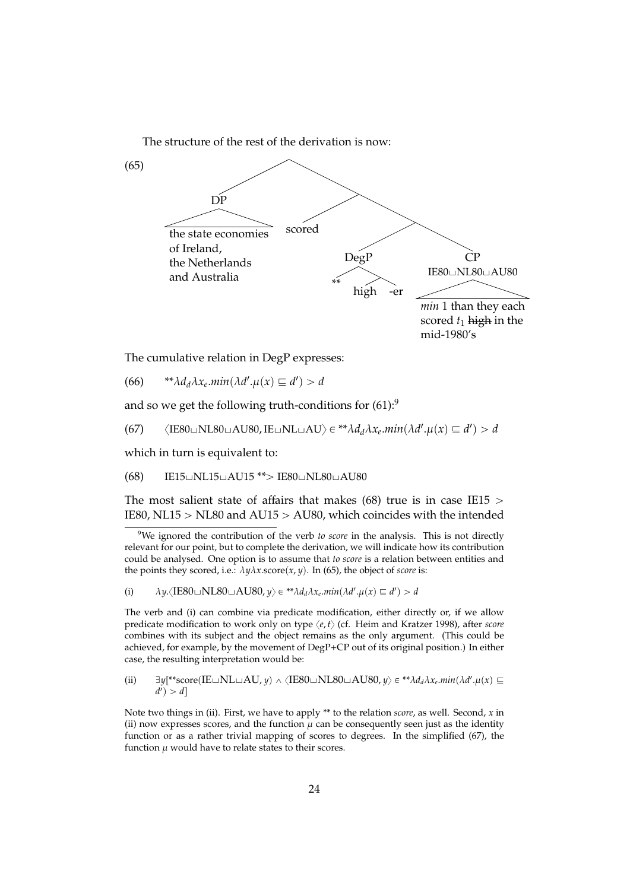The structure of the rest of the derivation is now:

(65)

```
[ [DP the state economies of Ireland, the Netherlands and Australia]
  [ scored
    [ [DegP ** [ high -er ]]
      [CP IE80⊔NL80⊔AU80  min 1 than they each scored t1 high in the mid-1980's ] ] ] ]
```

(*high* in the CP is struck through.)

The cumulative relation in DegP expresses:

(66) $^{**}\lambda d_d \lambda x_e.min(\lambda d'.\mu(x) \sqsubseteq d') > d$

and so we get the following truth-conditions for (61):[9]

(67) $\langle \text{IE80}\sqcup\text{NL80}\sqcup\text{AU80}, \text{IE}\sqcup\text{NL}\sqcup\text{AU}\rangle \in {}^{**}\lambda d_d \lambda x_e.min(\lambda d'.\mu(x) \sqsubseteq d') > d$

which in turn is equivalent to:

(68) $\text{IE15}\sqcup\text{NL15}\sqcup\text{AU15} \ {}^{**}\!> \text{IE80}\sqcup\text{NL80}\sqcup\text{AU80}$

The most salient state of affairs that makes (68) true is in case IE15 > IE80, NL15 > NL80 and AU15 > AU80, which coincides with the intended

[9] We ignored the contribution of the verb *to score* in the analysis. This is not directly relevant for our point, but to complete the derivation, we will indicate how its contribution could be analysed. One option is to assume that *to score* is a relation between entities and the points they scored, i.e.: $\lambda y \lambda x.\text{score}(x, y)$. In (65), the object of *score* is:

(i) $\lambda y.\langle \text{IE80}\sqcup\text{NL80}\sqcup\text{AU80}, y\rangle \in {}^{**}\lambda d_d \lambda x_e.min(\lambda d'.\mu(x) \sqsubseteq d') > d$

The verb and (i) can combine via predicate modification, either directly or, if we allow predicate modification to work only on type $\langle e, t\rangle$ (cf. Heim and Kratzer 1998), after *score* combines with its subject and the object remains as the only argument. (This could be achieved, for example, by the movement of DegP+CP out of its original position.) In either case, the resulting interpretation would be:

(ii) $\exists y[^{**}\text{score}(\text{IE}\sqcup\text{NL}\sqcup\text{AU}, y) \wedge \langle \text{IE80}\sqcup\text{NL80}\sqcup\text{AU80}, y\rangle \in {}^{**}\lambda d_d \lambda x_e.min(\lambda d'.\mu(x) \sqsubseteq d') > d]$

Note two things in (ii). First, we have to apply ** to the relation *score*, as well. Second, $x$ in (ii) now expresses scores, and the function $\mu$ can be consequently seen just as the identity function or as a rather trivial mapping of scores to degrees. In the simplified (67), the function $\mu$ would have to relate states to their scores.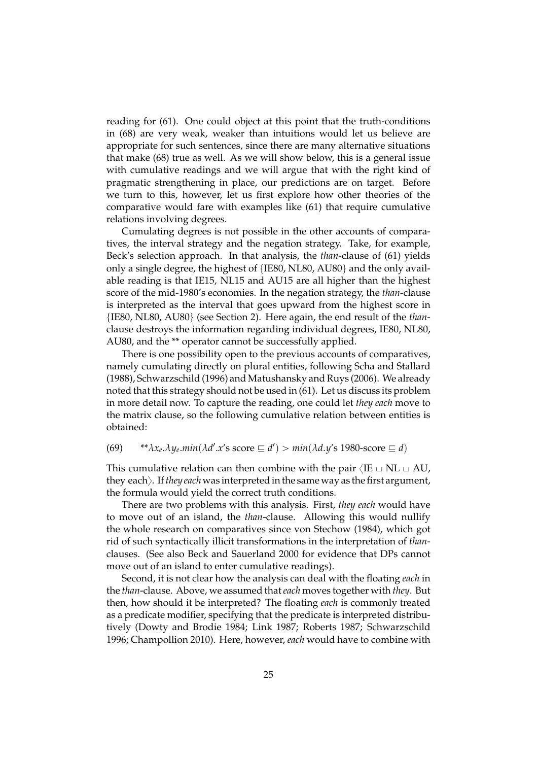reading for (61). One could object at this point that the truth-conditions in (68) are very weak, weaker than intuitions would let us believe are appropriate for such sentences, since there are many alternative situations that make (68) true as well. As we will show below, this is a general issue with cumulative readings and we will argue that with the right kind of pragmatic strengthening in place, our predictions are on target. Before we turn to this, however, let us first explore how other theories of the comparative would fare with examples like (61) that require cumulative relations involving degrees.

Cumulating degrees is not possible in the other accounts of comparatives, the interval strategy and the negation strategy. Take, for example, Beck's selection approach. In that analysis, the *than*-clause of (61) yields only a single degree, the highest of {IE80, NL80, AU80} and the only available reading is that IE15, NL15 and AU15 are all higher than the highest score of the mid-1980's economies. In the negation strategy, the *than*-clause is interpreted as the interval that goes upward from the highest score in {IE80, NL80, AU80} (see Section 2). Here again, the end result of the *than*-clause destroys the information regarding individual degrees, IE80, NL80, AU80, and the ** operator cannot be successfully applied.

There is one possibility open to the previous accounts of comparatives, namely cumulating directly on plural entities, following Scha and Stallard (1988), Schwarzschild (1996) and Matushansky and Ruys (2006). We already noted that this strategy should not be used in (61). Let us discuss its problem in more detail now. To capture the reading, one could let *they each* move to the matrix clause, so the following cumulative relation between entities is obtained:

(69) $\;\;\;{}^{**}\lambda x_e.\lambda y_e.min(\lambda d'.x\text{'s score} \sqsubseteq d') > min(\lambda d.y\text{'s 1980-score} \sqsubseteq d)$

This cumulative relation can then combine with the pair $\langle$IE $\sqcup$ NL $\sqcup$ AU, they each$\rangle$. If *they each* was interpreted in the same way as the first argument, the formula would yield the correct truth conditions.

There are two problems with this analysis. First, *they each* would have to move out of an island, the *than*-clause. Allowing this would nullify the whole research on comparatives since von Stechow (1984), which got rid of such syntactically illicit transformations in the interpretation of *than*-clauses. (See also Beck and Sauerland 2000 for evidence that DPs cannot move out of an island to enter cumulative readings).

Second, it is not clear how the analysis can deal with the floating *each* in the *than*-clause. Above, we assumed that *each* moves together with *they*. But then, how should it be interpreted? The floating *each* is commonly treated as a predicate modifier, specifying that the predicate is interpreted distributively (Dowty and Brodie 1984; Link 1987; Roberts 1987; Schwarzschild 1996; Champollion 2010). Here, however, *each* would have to combine with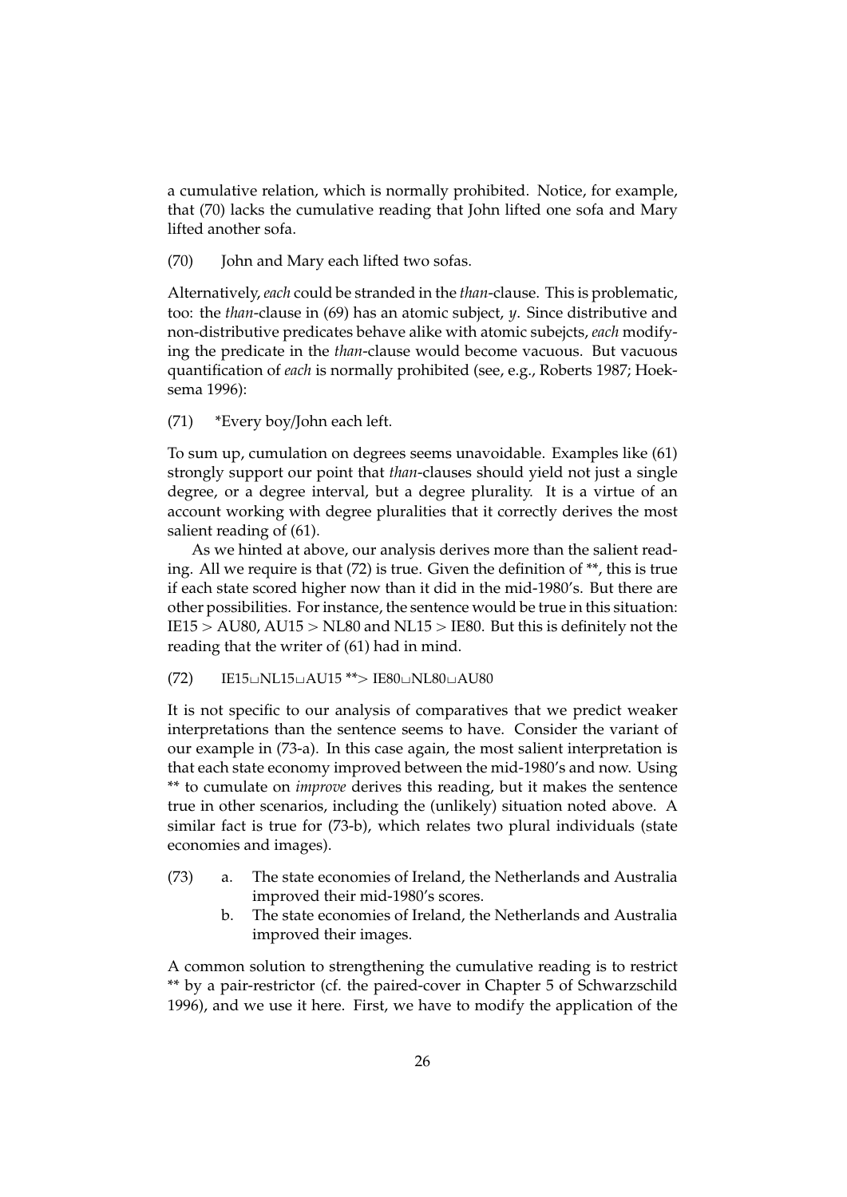a cumulative relation, which is normally prohibited. Notice, for example, that (70) lacks the cumulative reading that John lifted one sofa and Mary lifted another sofa.

(70) John and Mary each lifted two sofas.

Alternatively, *each* could be stranded in the *than*-clause. This is problematic, too: the *than*-clause in (69) has an atomic subject, *y*. Since distributive and non-distributive predicates behave alike with atomic subejcts, *each* modifying the predicate in the *than*-clause would become vacuous. But vacuous quantification of *each* is normally prohibited (see, e.g., Roberts 1987; Hoeksema 1996):

(71) *Every boy/John each left.

To sum up, cumulation on degrees seems unavoidable. Examples like (61) strongly support our point that *than*-clauses should yield not just a single degree, or a degree interval, but a degree plurality. It is a virtue of an account working with degree pluralities that it correctly derives the most salient reading of (61).

As we hinted at above, our analysis derives more than the salient reading. All we require is that (72) is true. Given the definition of **, this is true if each state scored higher now than it did in the mid-1980's. But there are other possibilities. For instance, the sentence would be true in this situation: IE15 > AU80, AU15 > NL80 and NL15 > IE80. But this is definitely not the reading that the writer of (61) had in mind.

(72) $\text{IE15} \sqcup \text{NL15} \sqcup \text{AU15} \;{}^{**}\!> \text{IE80} \sqcup \text{NL80} \sqcup \text{AU80}$

It is not specific to our analysis of comparatives that we predict weaker interpretations than the sentence seems to have. Consider the variant of our example in (73-a). In this case again, the most salient interpretation is that each state economy improved between the mid-1980's and now. Using ** to cumulate on *improve* derives this reading, but it makes the sentence true in other scenarios, including the (unlikely) situation noted above. A similar fact is true for (73-b), which relates two plural individuals (state economies and images).

(73) a. The state economies of Ireland, the Netherlands and Australia improved their mid-1980's scores.
b. The state economies of Ireland, the Netherlands and Australia improved their images.

A common solution to strengthening the cumulative reading is to restrict ** by a pair-restrictor (cf. the paired-cover in Chapter 5 of Schwarzschild 1996), and we use it here. First, we have to modify the application of the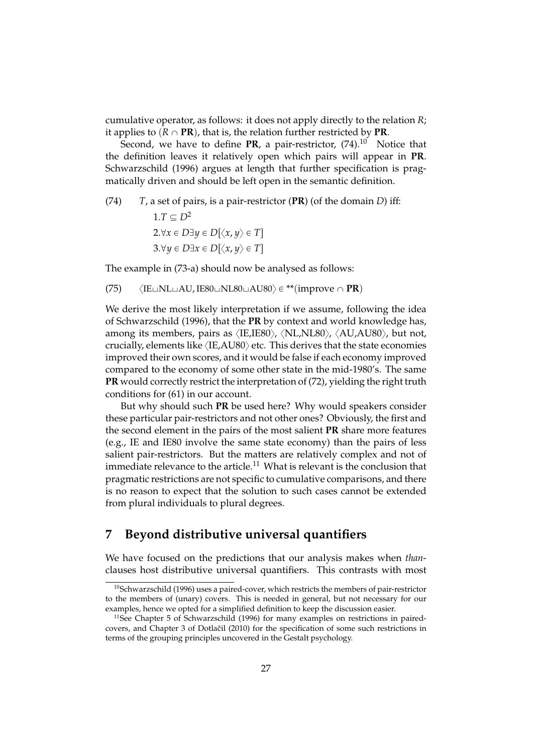cumulative operator, as follows: it does not apply directly to the relation $R$; it applies to $(R \cap \mathbf{PR})$, that is, the relation further restricted by **PR**.

Second, we have to define **PR**, a pair-restrictor, (74).[10] Notice that the definition leaves it relatively open which pairs will appear in **PR**. Schwarzschild (1996) argues at length that further specification is pragmatically driven and should be left open in the semantic definition.

(74) $T$, a set of pairs, is a pair-restrictor (**PR**) (of the domain $D$) iff:

$1. T \subseteq D^2$

$2. \forall x \in D \exists y \in D[\langle x, y\rangle \in T]$

$3. \forall y \in D \exists x \in D[\langle x, y\rangle \in T]$

The example in (73-a) should now be analysed as follows:

(75) $\langle \text{IE}\sqcup\text{NL}\sqcup\text{AU}, \text{IE80}\sqcup\text{NL80}\sqcup\text{AU80}\rangle \in {}^{**}(\text{improve} \cap \mathbf{PR})$

We derive the most likely interpretation if we assume, following the idea of Schwarzschild (1996), that the **PR** by context and world knowledge has, among its members, pairs as ⟨IE,IE80⟩, ⟨NL,NL80⟩, ⟨AU,AU80⟩, but not, crucially, elements like ⟨IE,AU80⟩ etc. This derives that the state economies improved their own scores, and it would be false if each economy improved compared to the economy of some other state in the mid-1980's. The same **PR** would correctly restrict the interpretation of (72), yielding the right truth conditions for (61) in our account.

But why should such **PR** be used here? Why would speakers consider these particular pair-restrictors and not other ones? Obviously, the first and the second element in the pairs of the most salient **PR** share more features (e.g., IE and IE80 involve the same state economy) than the pairs of less salient pair-restrictors. But the matters are relatively complex and not of immediate relevance to the article.[11] What is relevant is the conclusion that pragmatic restrictions are not specific to cumulative comparisons, and there is no reason to expect that the solution to such cases cannot be extended from plural individuals to plural degrees.

## 7 Beyond distributive universal quantifiers

We have focused on the predictions that our analysis makes when *than*-clauses host distributive universal quantifiers. This contrasts with most

[10] Schwarzschild (1996) uses a paired-cover, which restricts the members of pair-restrictor to the members of (unary) covers. This is needed in general, but not necessary for our examples, hence we opted for a simplified definition to keep the discussion easier.

[11] See Chapter 5 of Schwarzschild (1996) for many examples on restrictions in paired-covers, and Chapter 3 of Dotlačil (2010) for the specification of some such restrictions in terms of the grouping principles uncovered in the Gestalt psychology.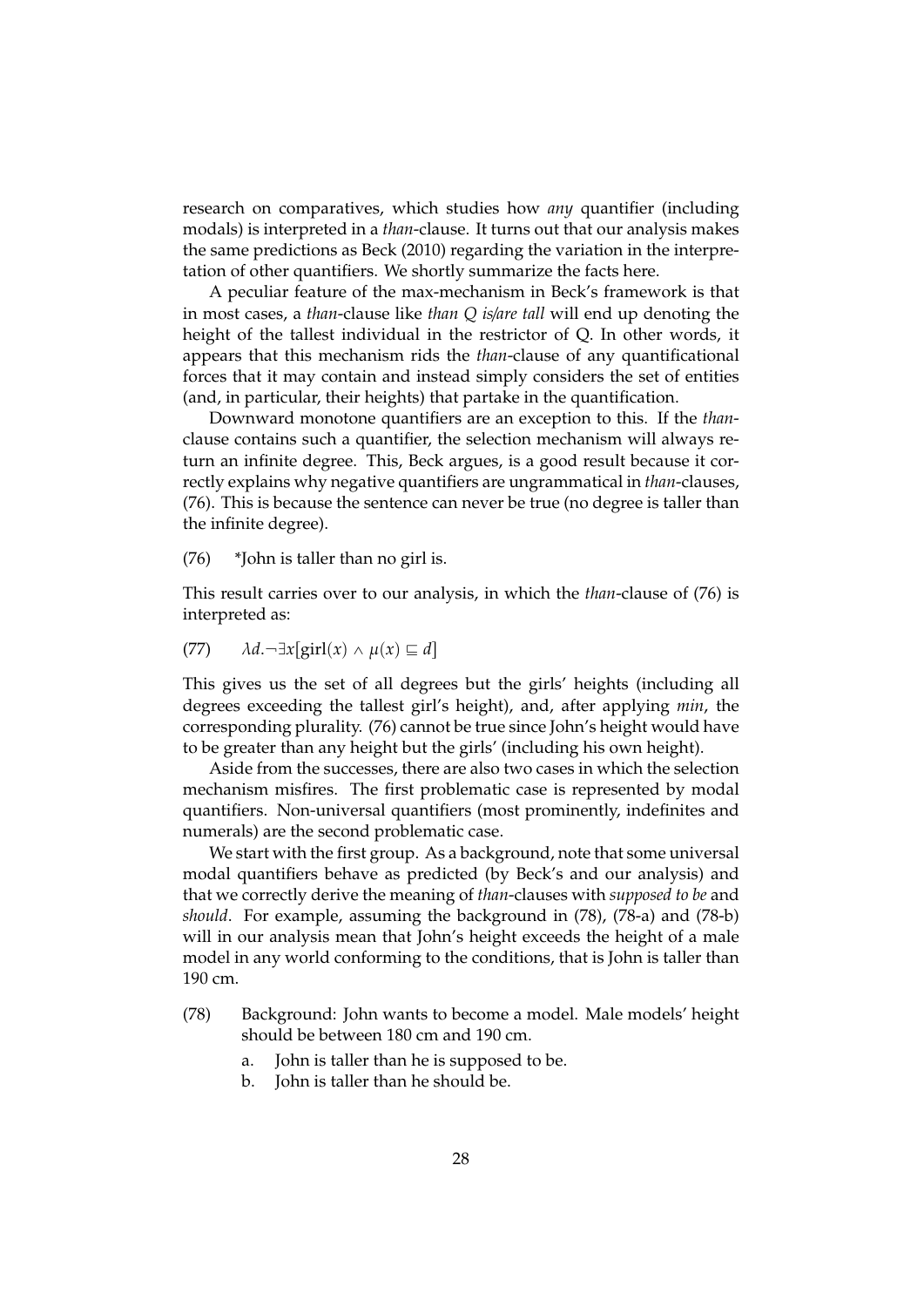research on comparatives, which studies how *any* quantifier (including modals) is interpreted in a *than*-clause. It turns out that our analysis makes the same predictions as Beck (2010) regarding the variation in the interpretation of other quantifiers. We shortly summarize the facts here.

A peculiar feature of the max-mechanism in Beck's framework is that in most cases, a *than*-clause like *than Q is/are tall* will end up denoting the height of the tallest individual in the restrictor of Q. In other words, it appears that this mechanism rids the *than*-clause of any quantificational forces that it may contain and instead simply considers the set of entities (and, in particular, their heights) that partake in the quantification.

Downward monotone quantifiers are an exception to this. If the *than*-clause contains such a quantifier, the selection mechanism will always return an infinite degree. This, Beck argues, is a good result because it correctly explains why negative quantifiers are ungrammatical in *than*-clauses, (76). This is because the sentence can never be true (no degree is taller than the infinite degree).

(76) *John is taller than no girl is.

This result carries over to our analysis, in which the *than*-clause of (76) is interpreted as:

(77) $\lambda d.\neg\exists x[\text{girl}(x) \wedge \mu(x) \sqsubseteq d]$

This gives us the set of all degrees but the girls' heights (including all degrees exceeding the tallest girl's height), and, after applying *min*, the corresponding plurality. (76) cannot be true since John's height would have to be greater than any height but the girls' (including his own height).

Aside from the successes, there are also two cases in which the selection mechanism misfires. The first problematic case is represented by modal quantifiers. Non-universal quantifiers (most prominently, indefinites and numerals) are the second problematic case.

We start with the first group. As a background, note that some universal modal quantifiers behave as predicted (by Beck's and our analysis) and that we correctly derive the meaning of *than*-clauses with *supposed to be* and *should*. For example, assuming the background in (78), (78-a) and (78-b) will in our analysis mean that John's height exceeds the height of a male model in any world conforming to the conditions, that is John is taller than 190 cm.

(78) Background: John wants to become a model. Male models' height should be between 180 cm and 190 cm.

a. John is taller than he is supposed to be.
b. John is taller than he should be.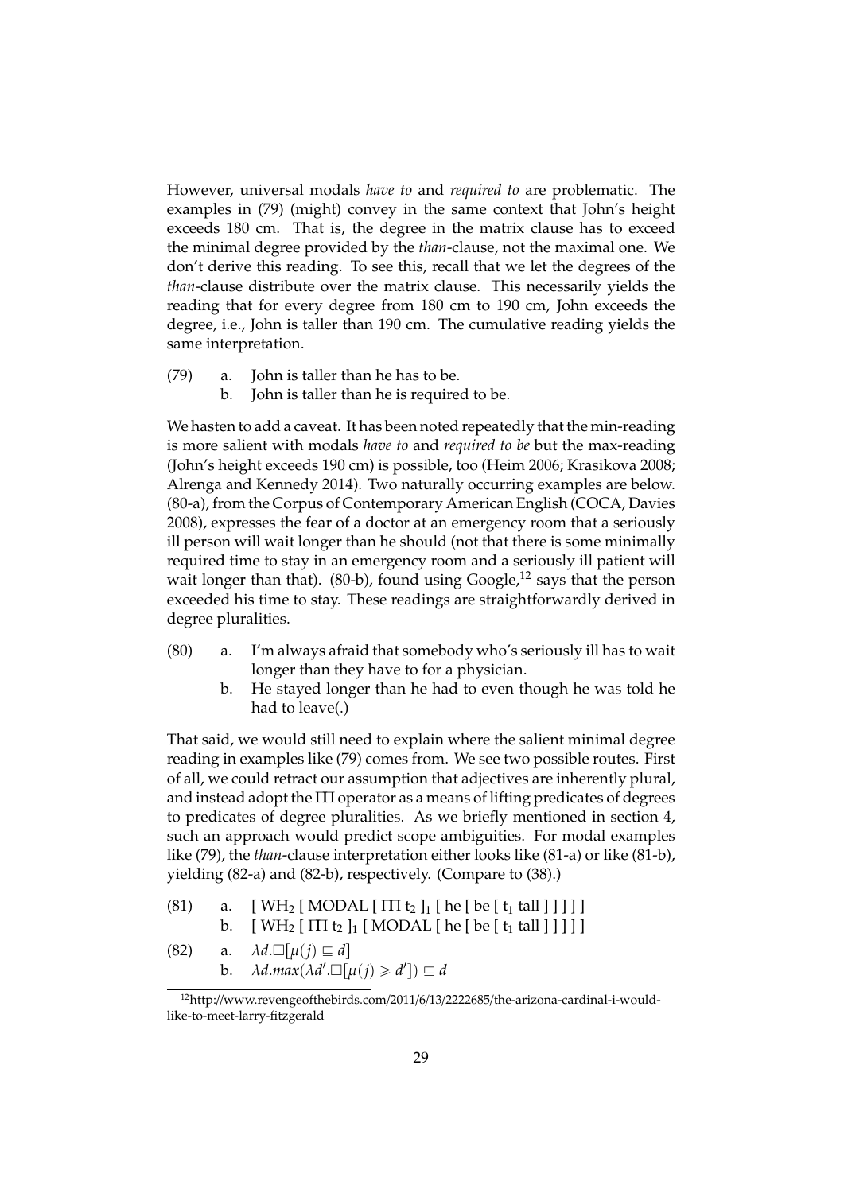However, universal modals *have to* and *required to* are problematic. The examples in (79) (might) convey in the same context that John's height exceeds 180 cm. That is, the degree in the matrix clause has to exceed the minimal degree provided by the *than*-clause, not the maximal one. We don't derive this reading. To see this, recall that we let the degrees of the *than*-clause distribute over the matrix clause. This necessarily yields the reading that for every degree from 180 cm to 190 cm, John exceeds the degree, i.e., John is taller than 190 cm. The cumulative reading yields the same interpretation.

(79) a. John is taller than he has to be.
 b. John is taller than he is required to be.

We hasten to add a caveat. It has been noted repeatedly that the min-reading is more salient with modals *have to* and *required to be* but the max-reading (John's height exceeds 190 cm) is possible, too (Heim 2006; Krasikova 2008; Alrenga and Kennedy 2014). Two naturally occurring examples are below. (80-a), from the Corpus of Contemporary American English (COCA, Davies 2008), expresses the fear of a doctor at an emergency room that a seriously ill person will wait longer than he should (not that there is some minimally required time to stay in an emergency room and a seriously ill patient will wait longer than that). (80-b), found using Google,[12] says that the person exceeded his time to stay. These readings are straightforwardly derived in degree pluralities.

(80) a. I'm always afraid that somebody who's seriously ill has to wait longer than they have to for a physician.
 b. He stayed longer than he had to even though he was told he had to leave(.)

That said, we would still need to explain where the salient minimal degree reading in examples like (79) comes from. We see two possible routes. First of all, we could retract our assumption that adjectives are inherently plural, and instead adopt the ΠΙ operator as a means of lifting predicates of degrees to predicates of degree pluralities. As we briefly mentioned in section 4, such an approach would predict scope ambiguities. For modal examples like (79), the *than*-clause interpretation either looks like (81-a) or like (81-b), yielding (82-a) and (82-b), respectively. (Compare to (38).)

(81) a. [ $\text{WH}_2$ [ MODAL [ ΠΙ $t_2$ ]$_1$ [ he [ be [ $t_1$ tall ] ] ] ] ]
 b. [ $\text{WH}_2$ [ ΠΙ $t_2$ ]$_1$ [ MODAL [ he [ be [ $t_1$ tall ] ] ] ] ]

(82) a. $\lambda d.\Box[\mu(j) \sqsubseteq d]$
 b. $\lambda d.max(\lambda d'.\Box[\mu(j) \geqslant d']) \sqsubseteq d$

[12] http://www.revengeofthebirds.com/2011/6/13/2222685/the-arizona-cardinal-i-would-like-to-meet-larry-fitzgerald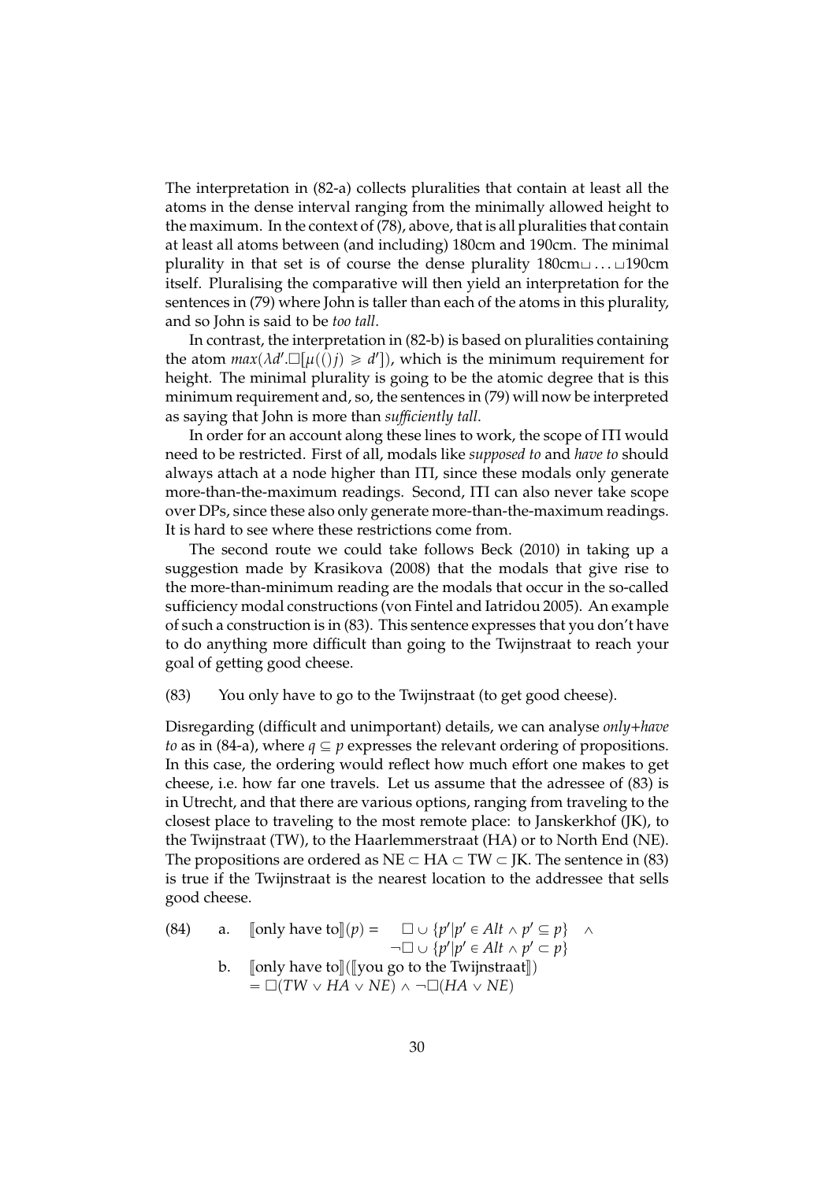The interpretation in (82-a) collects pluralities that contain at least all the atoms in the dense interval ranging from the minimally allowed height to the maximum. In the context of (78), above, that is all pluralities that contain at least all atoms between (and including) 180cm and 190cm. The minimal plurality in that set is of course the dense plurality 180cm$\sqcup \ldots \sqcup$190cm itself. Pluralising the comparative will then yield an interpretation for the sentences in (79) where John is taller than each of the atoms in this plurality, and so John is said to be *too tall*.

In contrast, the interpretation in (82-b) is based on pluralities containing the atom $max(\lambda d'.\Box[\mu(()j) \geqslant d'])$, which is the minimum requirement for height. The minimal plurality is going to be the atomic degree that is this minimum requirement and, so, the sentences in (79) will now be interpreted as saying that John is more than *sufficiently tall*.

In order for an account along these lines to work, the scope of $\Pi$ would need to be restricted. First of all, modals like *supposed to* and *have to* should always attach at a node higher than $\Pi$, since these modals only generate more-than-the-maximum readings. Second, $\Pi$ can also never take scope over DPs, since these also only generate more-than-the-maximum readings. It is hard to see where these restrictions come from.

The second route we could take follows Beck (2010) in taking up a suggestion made by Krasikova (2008) that the modals that give rise to the more-than-minimum reading are the modals that occur in the so-called sufficiency modal constructions (von Fintel and Iatridou 2005). An example of such a construction is in (83). This sentence expresses that you don't have to do anything more difficult than going to the Twijnstraat to reach your goal of getting good cheese.

(83) You only have to go to the Twijnstraat (to get good cheese).

Disregarding (difficult and unimportant) details, we can analyse *only+have to* as in (84-a), where $q \subseteq p$ expresses the relevant ordering of propositions. In this case, the ordering would reflect how much effort one makes to get cheese, i.e. how far one travels. Let us assume that the adressee of (83) is in Utrecht, and that there are various options, ranging from traveling to the closest place to traveling to the most remote place: to Janskerkhof (JK), to the Twijnstraat (TW), to the Haarlemmerstraat (HA) or to North End (NE). The propositions are ordered as NE $\subset$ HA $\subset$ TW $\subset$ JK. The sentence in (83) is true if the Twijnstraat is the nearest location to the addressee that sells good cheese.

(84) a. $[\![\text{only have to}]\!](p) = \Box \cup \{p' | p' \in Alt \wedge p' \subseteq p\} \wedge \neg\Box \cup \{p' | p' \in Alt \wedge p' \subset p\}$

b. $[\![\text{only have to}]\!]([\![\text{you go to the Twijnstraat}]\!]) = \Box(TW \vee HA \vee NE) \wedge \neg\Box(HA \vee NE)$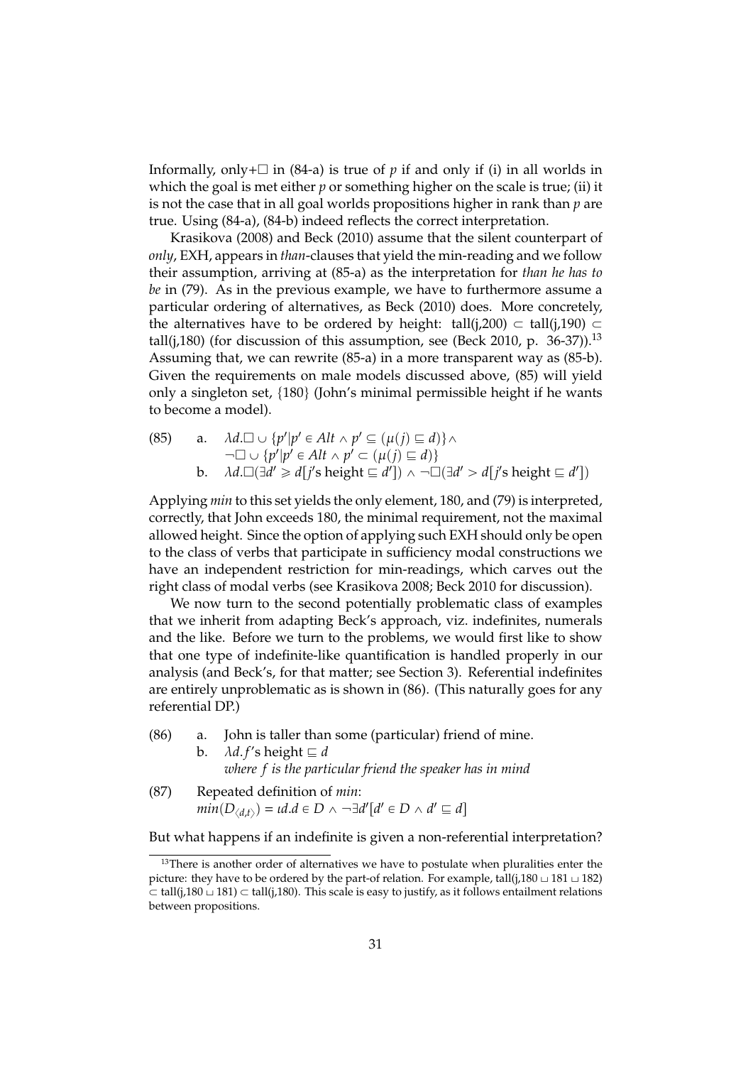Informally, only+$\Box$ in (84-a) is true of $p$ if and only if (i) in all worlds in which the goal is met either $p$ or something higher on the scale is true; (ii) it is not the case that in all goal worlds propositions higher in rank than $p$ are true. Using (84-a), (84-b) indeed reflects the correct interpretation.

Krasikova (2008) and Beck (2010) assume that the silent counterpart of *only*, EXH, appears in *than*-clauses that yield the min-reading and we follow their assumption, arriving at (85-a) as the interpretation for *than he has to be* in (79). As in the previous example, we have to furthermore assume a particular ordering of alternatives, as Beck (2010) does. More concretely, the alternatives have to be ordered by height: tall(j,200) $\subset$ tall(j,190) $\subset$ tall(j,180) (for discussion of this assumption, see (Beck 2010, p. 36-37)).[13] Assuming that, we can rewrite (85-a) in a more transparent way as (85-b). Given the requirements on male models discussed above, (85) will yield only a singleton set, {180} (John's minimal permissible height if he wants to become a model).

(85) a. $\lambda d.\Box \cup \{p' | p' \in Alt \wedge p' \subseteq (\mu(j) \sqsubseteq d)\} \wedge$
$\neg\Box \cup \{p' | p' \in Alt \wedge p' \subset (\mu(j) \sqsubseteq d)\}$

b. $\lambda d.\Box(\exists d' \geqslant d[j\text{'s height} \sqsubseteq d']) \wedge \neg\Box(\exists d' > d[j\text{'s height} \sqsubseteq d'])$

Applying *min* to this set yields the only element, 180, and (79) is interpreted, correctly, that John exceeds 180, the minimal requirement, not the maximal allowed height. Since the option of applying such EXH should only be open to the class of verbs that participate in sufficiency modal constructions we have an independent restriction for min-readings, which carves out the right class of modal verbs (see Krasikova 2008; Beck 2010 for discussion).

We now turn to the second potentially problematic class of examples that we inherit from adapting Beck's approach, viz. indefinites, numerals and the like. Before we turn to the problems, we would first like to show that one type of indefinite-like quantification is handled properly in our analysis (and Beck's, for that matter; see Section 3). Referential indefinites are entirely unproblematic as is shown in (86). (This naturally goes for any referential DP.)

(86) a. John is taller than some (particular) friend of mine.

b. $\lambda d.f\text{'s height} \sqsubseteq d$
*where f is the particular friend the speaker has in mind*

(87) Repeated definition of *min*:
$min(D_{\langle d,t\rangle}) = \iota d.d \in D \wedge \neg\exists d'[d' \in D \wedge d' \sqsubseteq d]$

But what happens if an indefinite is given a non-referential interpretation?

---

[13] There is another order of alternatives we have to postulate when pluralities enter the picture: they have to be ordered by the part-of relation. For example, tall(j,180 $\sqcup$ 181 $\sqcup$ 182) $\subset$ tall(j,180 $\sqcup$ 181) $\subset$ tall(j,180). This scale is easy to justify, as it follows entailment relations between propositions.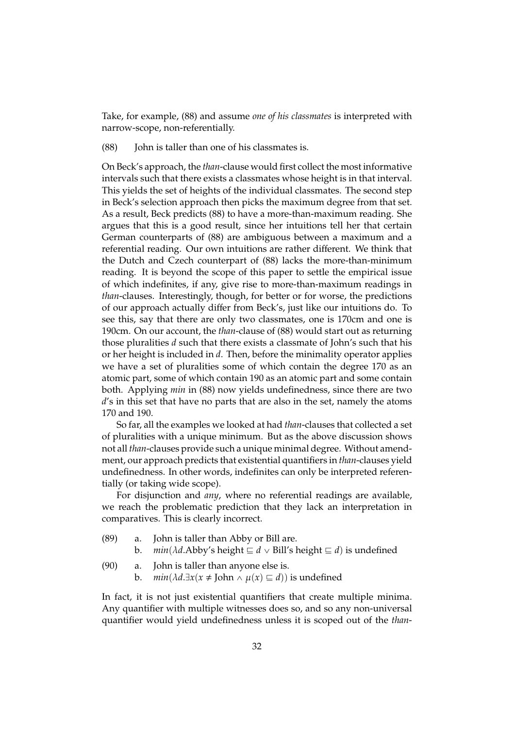Take, for example, (88) and assume *one of his classmates* is interpreted with narrow-scope, non-referentially.

(88) John is taller than one of his classmates is.

On Beck's approach, the *than*-clause would first collect the most informative intervals such that there exists a classmates whose height is in that interval. This yields the set of heights of the individual classmates. The second step in Beck's selection approach then picks the maximum degree from that set. As a result, Beck predicts (88) to have a more-than-maximum reading. She argues that this is a good result, since her intuitions tell her that certain German counterparts of (88) are ambiguous between a maximum and a referential reading. Our own intuitions are rather different. We think that the Dutch and Czech counterpart of (88) lacks the more-than-minimum reading. It is beyond the scope of this paper to settle the empirical issue of which indefinites, if any, give rise to more-than-maximum readings in *than*-clauses. Interestingly, though, for better or for worse, the predictions of our approach actually differ from Beck's, just like our intuitions do. To see this, say that there are only two classmates, one is 170cm and one is 190cm. On our account, the *than*-clause of (88) would start out as returning those pluralities $d$ such that there exists a classmate of John's such that his or her height is included in $d$. Then, before the minimality operator applies we have a set of pluralities some of which contain the degree 170 as an atomic part, some of which contain 190 as an atomic part and some contain both. Applying *min* in (88) now yields undefinedness, since there are two $d$'s in this set that have no parts that are also in the set, namely the atoms 170 and 190.

So far, all the examples we looked at had *than*-clauses that collected a set of pluralities with a unique minimum. But as the above discussion shows not all *than*-clauses provide such a unique minimal degree. Without amendment, our approach predicts that existential quantifiers in *than*-clauses yield undefinedness. In other words, indefinites can only be interpreted referentially (or taking wide scope).

For disjunction and *any*, where no referential readings are available, we reach the problematic prediction that they lack an interpretation in comparatives. This is clearly incorrect.

(89) a. John is taller than Abby or Bill are.
  b. $min(\lambda d.\text{Abby's height} \sqsubseteq d \vee \text{Bill's height} \sqsubseteq d)$ is undefined

(90) a. John is taller than anyone else is.
  b. $min(\lambda d.\exists x(x \neq \text{John} \wedge \mu(x) \sqsubseteq d))$ is undefined

In fact, it is not just existential quantifiers that create multiple minima. Any quantifier with multiple witnesses does so, and so any non-universal quantifier would yield undefinedness unless it is scoped out of the *than*-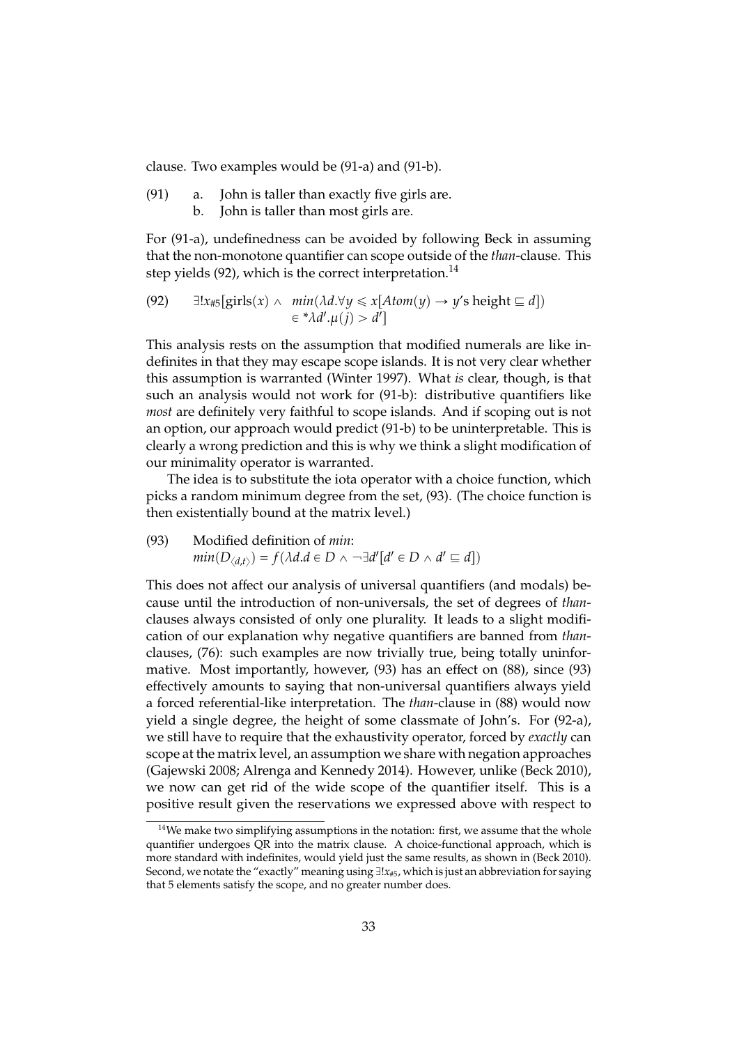clause. Two examples would be (91-a) and (91-b).

(91) a. John is taller than exactly five girls are.
 b. John is taller than most girls are.

For (91-a), undefinedness can be avoided by following Beck in assuming that the non-monotone quantifier can scope outside of the *than*-clause. This step yields (92), which is the correct interpretation.[14]

(92) $$\exists!x_{\#5}[\text{girls}(x) \wedge \; min(\lambda d.\forall y \leqslant x[Atom(y) \rightarrow y\text{'s height} \sqsubseteq d]) \in {}^{*}\lambda d'.\mu(j) > d']$$

This analysis rests on the assumption that modified numerals are like indefinites in that they may escape scope islands. It is not very clear whether this assumption is warranted (Winter 1997). What *is* clear, though, is that such an analysis would not work for (91-b): distributive quantifiers like *most* are definitely very faithful to scope islands. And if scoping out is not an option, our approach would predict (91-b) to be uninterpretable. This is clearly a wrong prediction and this is why we think a slight modification of our minimality operator is warranted.

The idea is to substitute the iota operator with a choice function, which picks a random minimum degree from the set, (93). (The choice function is then existentially bound at the matrix level.)

(93) Modified definition of *min*:
$$min(D_{\langle d,t\rangle}) = f(\lambda d.d \in D \wedge \neg\exists d'[d' \in D \wedge d' \sqsubseteq d])$$

This does not affect our analysis of universal quantifiers (and modals) because until the introduction of non-universals, the set of degrees of *than*-clauses always consisted of only one plurality. It leads to a slight modification of our explanation why negative quantifiers are banned from *than*-clauses, (76): such examples are now trivially true, being totally uninformative. Most importantly, however, (93) has an effect on (88), since (93) effectively amounts to saying that non-universal quantifiers always yield a forced referential-like interpretation. The *than*-clause in (88) would now yield a single degree, the height of some classmate of John's. For (92-a), we still have to require that the exhaustivity operator, forced by *exactly* can scope at the matrix level, an assumption we share with negation approaches (Gajewski 2008; Alrenga and Kennedy 2014). However, unlike (Beck 2010), we now can get rid of the wide scope of the quantifier itself. This is a positive result given the reservations we expressed above with respect to

[14]We make two simplifying assumptions in the notation: first, we assume that the whole quantifier undergoes QR into the matrix clause. A choice-functional approach, which is more standard with indefinites, would yield just the same results, as shown in (Beck 2010). Second, we notate the "exactly" meaning using $\exists!x_{\#5}$, which is just an abbreviation for saying that 5 elements satisfy the scope, and no greater number does.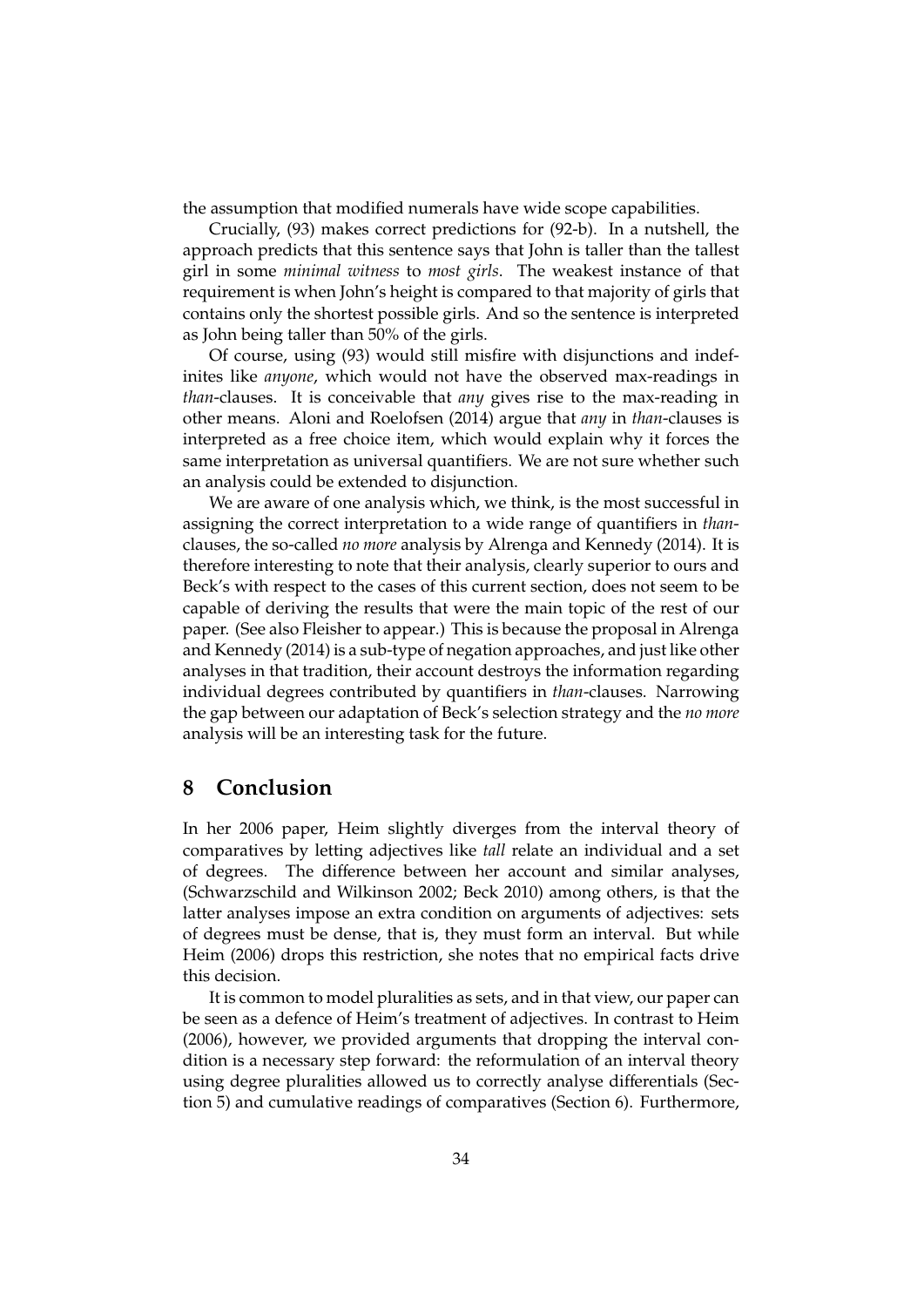the assumption that modified numerals have wide scope capabilities.

Crucially, (93) makes correct predictions for (92-b). In a nutshell, the approach predicts that this sentence says that John is taller than the tallest girl in some *minimal witness* to *most girls*. The weakest instance of that requirement is when John's height is compared to that majority of girls that contains only the shortest possible girls. And so the sentence is interpreted as John being taller than 50% of the girls.

Of course, using (93) would still misfire with disjunctions and indefinites like *anyone*, which would not have the observed max-readings in *than*-clauses. It is conceivable that *any* gives rise to the max-reading in other means. Aloni and Roelofsen (2014) argue that *any* in *than*-clauses is interpreted as a free choice item, which would explain why it forces the same interpretation as universal quantifiers. We are not sure whether such an analysis could be extended to disjunction.

We are aware of one analysis which, we think, is the most successful in assigning the correct interpretation to a wide range of quantifiers in *than*-clauses, the so-called *no more* analysis by Alrenga and Kennedy (2014). It is therefore interesting to note that their analysis, clearly superior to ours and Beck's with respect to the cases of this current section, does not seem to be capable of deriving the results that were the main topic of the rest of our paper. (See also Fleisher to appear.) This is because the proposal in Alrenga and Kennedy (2014) is a sub-type of negation approaches, and just like other analyses in that tradition, their account destroys the information regarding individual degrees contributed by quantifiers in *than*-clauses. Narrowing the gap between our adaptation of Beck's selection strategy and the *no more* analysis will be an interesting task for the future.

## 8 Conclusion

In her 2006 paper, Heim slightly diverges from the interval theory of comparatives by letting adjectives like *tall* relate an individual and a set of degrees. The difference between her account and similar analyses, (Schwarzschild and Wilkinson 2002; Beck 2010) among others, is that the latter analyses impose an extra condition on arguments of adjectives: sets of degrees must be dense, that is, they must form an interval. But while Heim (2006) drops this restriction, she notes that no empirical facts drive this decision.

It is common to model pluralities as sets, and in that view, our paper can be seen as a defence of Heim's treatment of adjectives. In contrast to Heim (2006), however, we provided arguments that dropping the interval condition is a necessary step forward: the reformulation of an interval theory using degree pluralities allowed us to correctly analyse differentials (Section 5) and cumulative readings of comparatives (Section 6). Furthermore,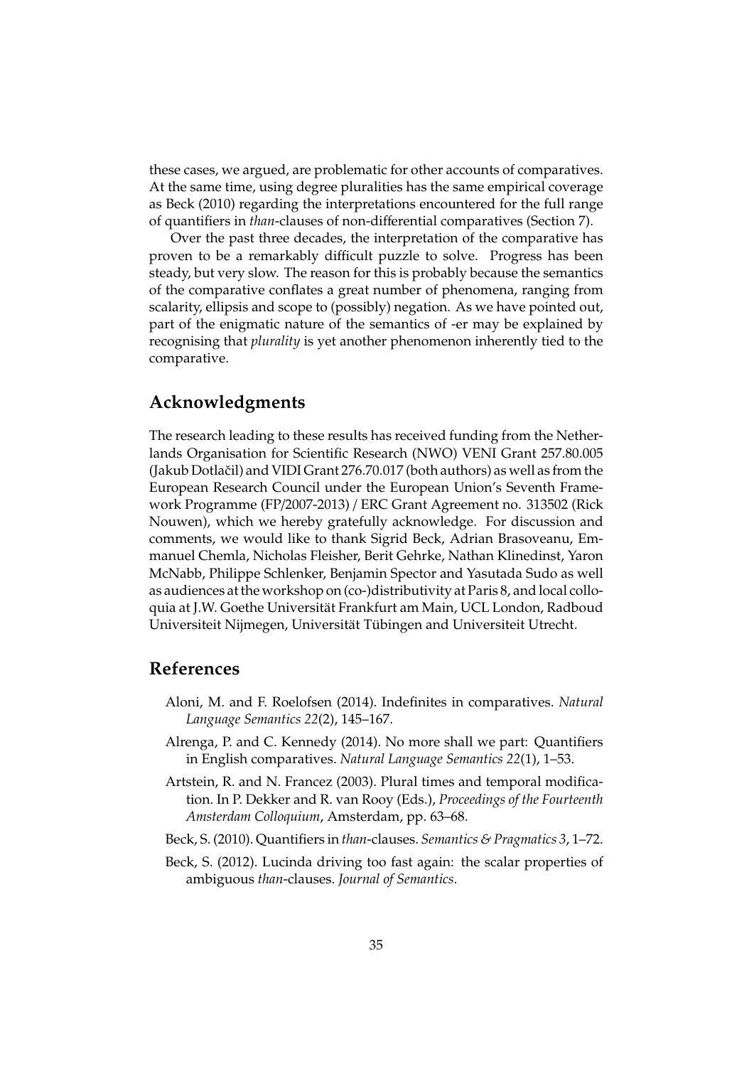these cases, we argued, are problematic for other accounts of comparatives. At the same time, using degree pluralities has the same empirical coverage as Beck (2010) regarding the interpretations encountered for the full range of quantifiers in *than*-clauses of non-differential comparatives (Section 7).

Over the past three decades, the interpretation of the comparative has proven to be a remarkably difficult puzzle to solve. Progress has been steady, but very slow. The reason for this is probably because the semantics of the comparative conflates a great number of phenomena, ranging from scalarity, ellipsis and scope to (possibly) negation. As we have pointed out, part of the enigmatic nature of the semantics of -er may be explained by recognising that *plurality* is yet another phenomenon inherently tied to the comparative.

## Acknowledgments

The research leading to these results has received funding from the Netherlands Organisation for Scientific Research (NWO) VENI Grant 257.80.005 (Jakub Dotlačil) and VIDI Grant 276.70.017 (both authors) as well as from the European Research Council under the European Union's Seventh Framework Programme (FP/2007-2013) / ERC Grant Agreement no. 313502 (Rick Nouwen), which we hereby gratefully acknowledge. For discussion and comments, we would like to thank Sigrid Beck, Adrian Brasoveanu, Emmanuel Chemla, Nicholas Fleisher, Berit Gehrke, Nathan Klinedinst, Yaron McNabb, Philippe Schlenker, Benjamin Spector and Yasutada Sudo as well as audiences at the workshop on (co-)distributivity at Paris 8, and local colloquia at J.W. Goethe Universität Frankfurt am Main, UCL London, Radboud Universiteit Nijmegen, Universität Tübingen and Universiteit Utrecht.

## References

Aloni, M. and F. Roelofsen (2014). Indefinites in comparatives. *Natural Language Semantics 22*(2), 145–167.

Alrenga, P. and C. Kennedy (2014). No more shall we part: Quantifiers in English comparatives. *Natural Language Semantics 22*(1), 1–53.

Artstein, R. and N. Francez (2003). Plural times and temporal modification. In P. Dekker and R. van Rooy (Eds.), *Proceedings of the Fourteenth Amsterdam Colloquium*, Amsterdam, pp. 63–68.

Beck, S. (2010). Quantifiers in *than*-clauses. *Semantics & Pragmatics 3*, 1–72.

Beck, S. (2012). Lucinda driving too fast again: the scalar properties of ambiguous *than*-clauses. *Journal of Semantics*.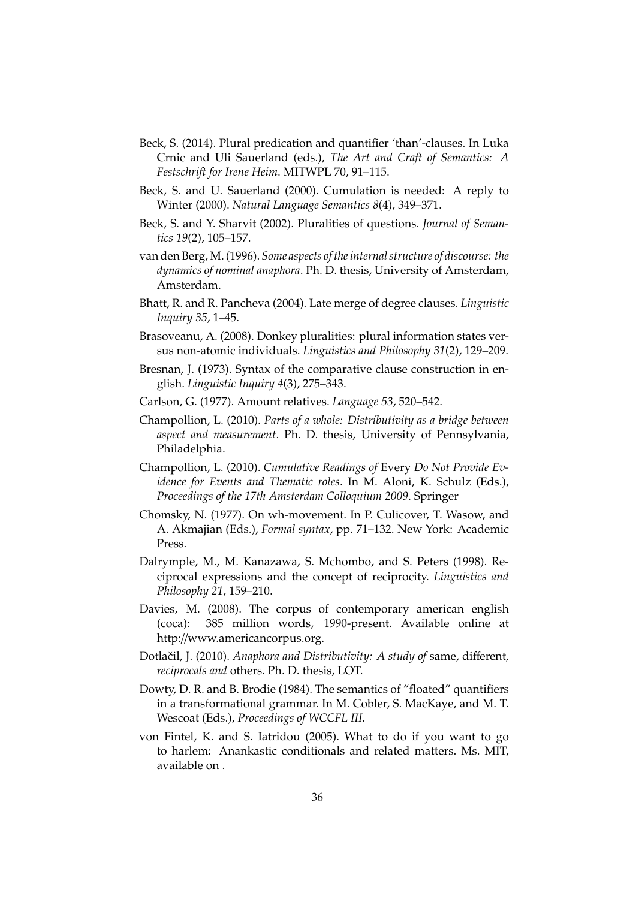Beck, S. (2014). Plural predication and quantifier 'than'-clauses. In Luka Crnic and Uli Sauerland (eds.), *The Art and Craft of Semantics: A Festschrift for Irene Heim*. MITWPL 70, 91–115.

Beck, S. and U. Sauerland (2000). Cumulation is needed: A reply to Winter (2000). *Natural Language Semantics 8*(4), 349–371.

Beck, S. and Y. Sharvit (2002). Pluralities of questions. *Journal of Semantics 19*(2), 105–157.

van den Berg, M. (1996). *Some aspects of the internal structure of discourse: the dynamics of nominal anaphora*. Ph. D. thesis, University of Amsterdam, Amsterdam.

Bhatt, R. and R. Pancheva (2004). Late merge of degree clauses. *Linguistic Inquiry 35*, 1–45.

Brasoveanu, A. (2008). Donkey pluralities: plural information states versus non-atomic individuals. *Linguistics and Philosophy 31*(2), 129–209.

Bresnan, J. (1973). Syntax of the comparative clause construction in english. *Linguistic Inquiry 4*(3), 275–343.

Carlson, G. (1977). Amount relatives. *Language 53*, 520–542.

Champollion, L. (2010). *Parts of a whole: Distributivity as a bridge between aspect and measurement*. Ph. D. thesis, University of Pennsylvania, Philadelphia.

Champollion, L. (2010). *Cumulative Readings of* Every *Do Not Provide Evidence for Events and Thematic roles*. In M. Aloni, K. Schulz (Eds.), *Proceedings of the 17th Amsterdam Colloquium 2009*. Springer

Chomsky, N. (1977). On wh-movement. In P. Culicover, T. Wasow, and A. Akmajian (Eds.), *Formal syntax*, pp. 71–132. New York: Academic Press.

Dalrymple, M., M. Kanazawa, S. Mchombo, and S. Peters (1998). Reciprocal expressions and the concept of reciprocity. *Linguistics and Philosophy 21*, 159–210.

Davies, M. (2008). The corpus of contemporary american english (coca): 385 million words, 1990-present. Available online at http://www.americancorpus.org.

Dotlačil, J. (2010). *Anaphora and Distributivity: A study of* same, different*, reciprocals and* others. Ph. D. thesis, LOT.

Dowty, D. R. and B. Brodie (1984). The semantics of "floated" quantifiers in a transformational grammar. In M. Cobler, S. MacKaye, and M. T. Wescoat (Eds.), *Proceedings of WCCFL III*.

von Fintel, K. and S. Iatridou (2005). What to do if you want to go to harlem: Anankastic conditionals and related matters. Ms. MIT, available on .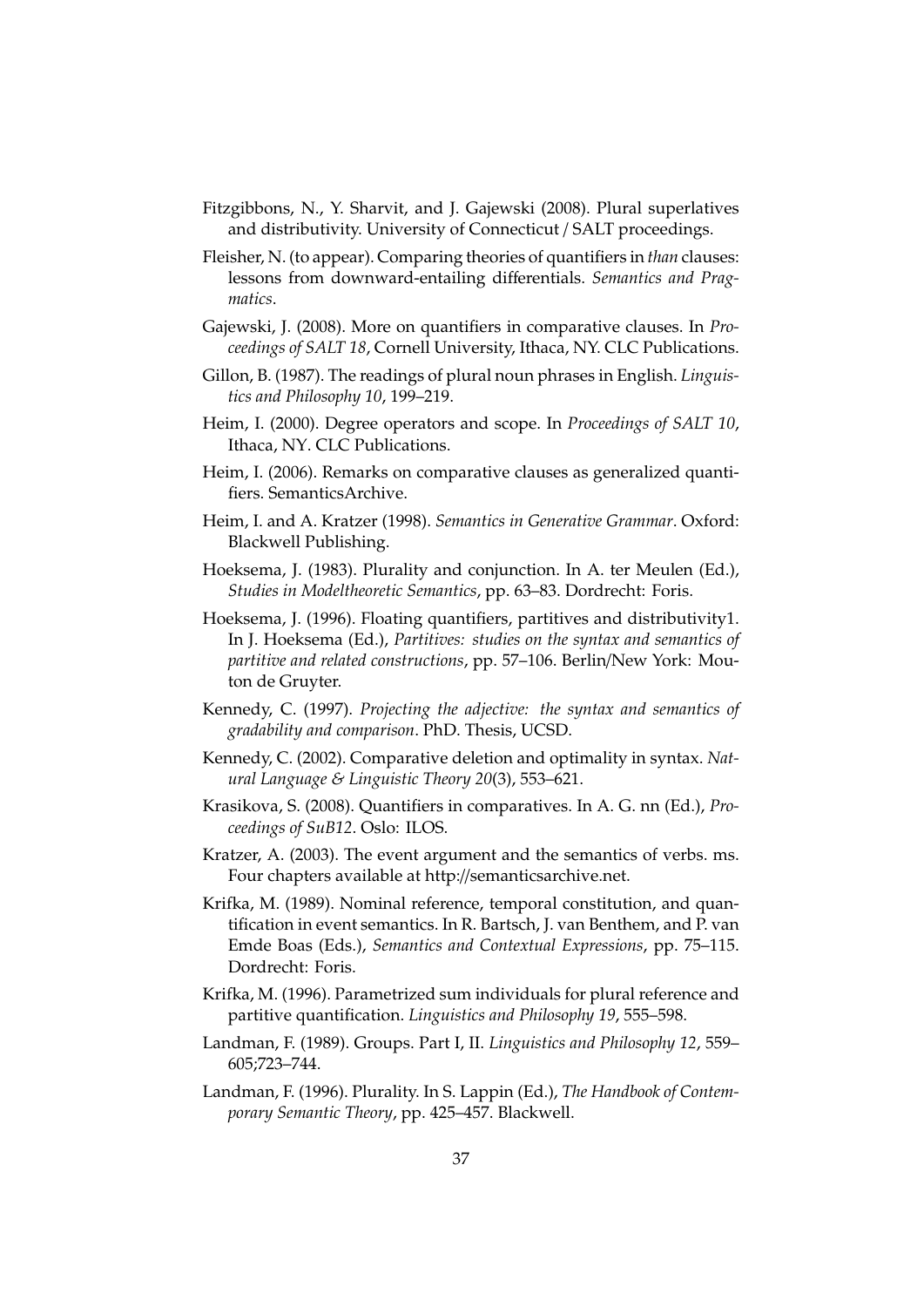Fitzgibbons, N., Y. Sharvit, and J. Gajewski (2008). Plural superlatives and distributivity. University of Connecticut / SALT proceedings.

Fleisher, N. (to appear). Comparing theories of quantifiers in *than* clauses: lessons from downward-entailing differentials. *Semantics and Pragmatics*.

Gajewski, J. (2008). More on quantifiers in comparative clauses. In *Proceedings of SALT 18*, Cornell University, Ithaca, NY. CLC Publications.

Gillon, B. (1987). The readings of plural noun phrases in English. *Linguistics and Philosophy 10*, 199–219.

Heim, I. (2000). Degree operators and scope. In *Proceedings of SALT 10*, Ithaca, NY. CLC Publications.

Heim, I. (2006). Remarks on comparative clauses as generalized quantifiers. SemanticsArchive.

Heim, I. and A. Kratzer (1998). *Semantics in Generative Grammar*. Oxford: Blackwell Publishing.

Hoeksema, J. (1983). Plurality and conjunction. In A. ter Meulen (Ed.), *Studies in Modeltheoretic Semantics*, pp. 63–83. Dordrecht: Foris.

Hoeksema, J. (1996). Floating quantifiers, partitives and distributivity1. In J. Hoeksema (Ed.), *Partitives: studies on the syntax and semantics of partitive and related constructions*, pp. 57–106. Berlin/New York: Mouton de Gruyter.

Kennedy, C. (1997). *Projecting the adjective: the syntax and semantics of gradability and comparison*. PhD. Thesis, UCSD.

Kennedy, C. (2002). Comparative deletion and optimality in syntax. *Natural Language & Linguistic Theory 20*(3), 553–621.

Krasikova, S. (2008). Quantifiers in comparatives. In A. G. nn (Ed.), *Proceedings of SuB12*. Oslo: ILOS.

Kratzer, A. (2003). The event argument and the semantics of verbs. ms. Four chapters available at http://semanticsarchive.net.

Krifka, M. (1989). Nominal reference, temporal constitution, and quantification in event semantics. In R. Bartsch, J. van Benthem, and P. van Emde Boas (Eds.), *Semantics and Contextual Expressions*, pp. 75–115. Dordrecht: Foris.

Krifka, M. (1996). Parametrized sum individuals for plural reference and partitive quantification. *Linguistics and Philosophy 19*, 555–598.

Landman, F. (1989). Groups. Part I, II. *Linguistics and Philosophy 12*, 559–605;723–744.

Landman, F. (1996). Plurality. In S. Lappin (Ed.), *The Handbook of Contemporary Semantic Theory*, pp. 425–457. Blackwell.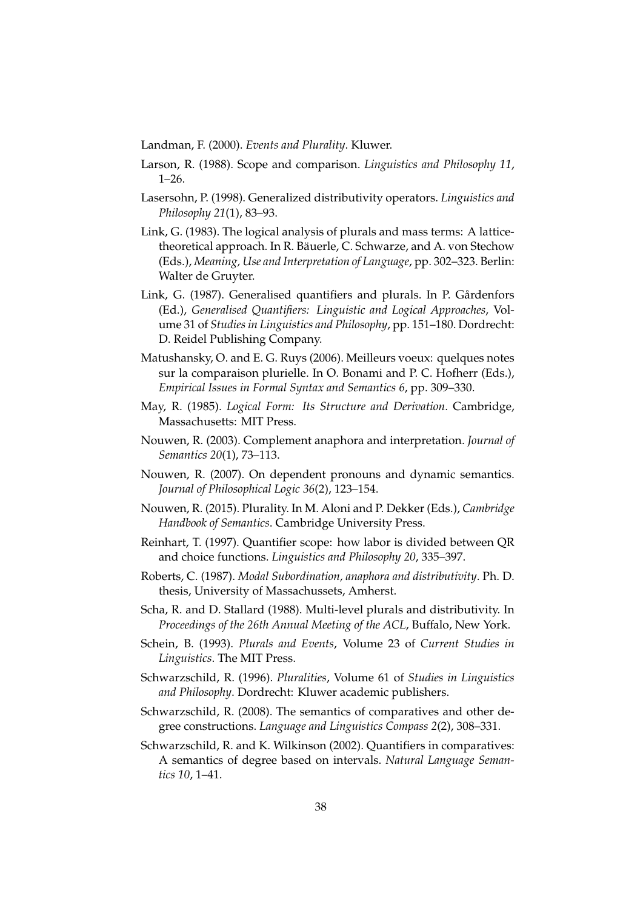Landman, F. (2000). *Events and Plurality*. Kluwer.

Larson, R. (1988). Scope and comparison. *Linguistics and Philosophy 11*, 1–26.

Lasersohn, P. (1998). Generalized distributivity operators. *Linguistics and Philosophy 21*(1), 83–93.

Link, G. (1983). The logical analysis of plurals and mass terms: A lattice-theoretical approach. In R. Bäuerle, C. Schwarze, and A. von Stechow (Eds.), *Meaning, Use and Interpretation of Language*, pp. 302–323. Berlin: Walter de Gruyter.

Link, G. (1987). Generalised quantifiers and plurals. In P. Gårdenfors (Ed.), *Generalised Quantifiers: Linguistic and Logical Approaches*, Volume 31 of *Studies in Linguistics and Philosophy*, pp. 151–180. Dordrecht: D. Reidel Publishing Company.

Matushansky, O. and E. G. Ruys (2006). Meilleurs voeux: quelques notes sur la comparaison plurielle. In O. Bonami and P. C. Hofherr (Eds.), *Empirical Issues in Formal Syntax and Semantics 6*, pp. 309–330.

May, R. (1985). *Logical Form: Its Structure and Derivation*. Cambridge, Massachusetts: MIT Press.

Nouwen, R. (2003). Complement anaphora and interpretation. *Journal of Semantics 20*(1), 73–113.

Nouwen, R. (2007). On dependent pronouns and dynamic semantics. *Journal of Philosophical Logic 36*(2), 123–154.

Nouwen, R. (2015). Plurality. In M. Aloni and P. Dekker (Eds.), *Cambridge Handbook of Semantics*. Cambridge University Press.

Reinhart, T. (1997). Quantifier scope: how labor is divided between QR and choice functions. *Linguistics and Philosophy 20*, 335–397.

Roberts, C. (1987). *Modal Subordination, anaphora and distributivity*. Ph. D. thesis, University of Massachussets, Amherst.

Scha, R. and D. Stallard (1988). Multi-level plurals and distributivity. In *Proceedings of the 26th Annual Meeting of the ACL*, Buffalo, New York.

Schein, B. (1993). *Plurals and Events*, Volume 23 of *Current Studies in Linguistics*. The MIT Press.

Schwarzschild, R. (1996). *Pluralities*, Volume 61 of *Studies in Linguistics and Philosophy*. Dordrecht: Kluwer academic publishers.

Schwarzschild, R. (2008). The semantics of comparatives and other degree constructions. *Language and Linguistics Compass 2*(2), 308–331.

Schwarzschild, R. and K. Wilkinson (2002). Quantifiers in comparatives: A semantics of degree based on intervals. *Natural Language Semantics 10*, 1–41.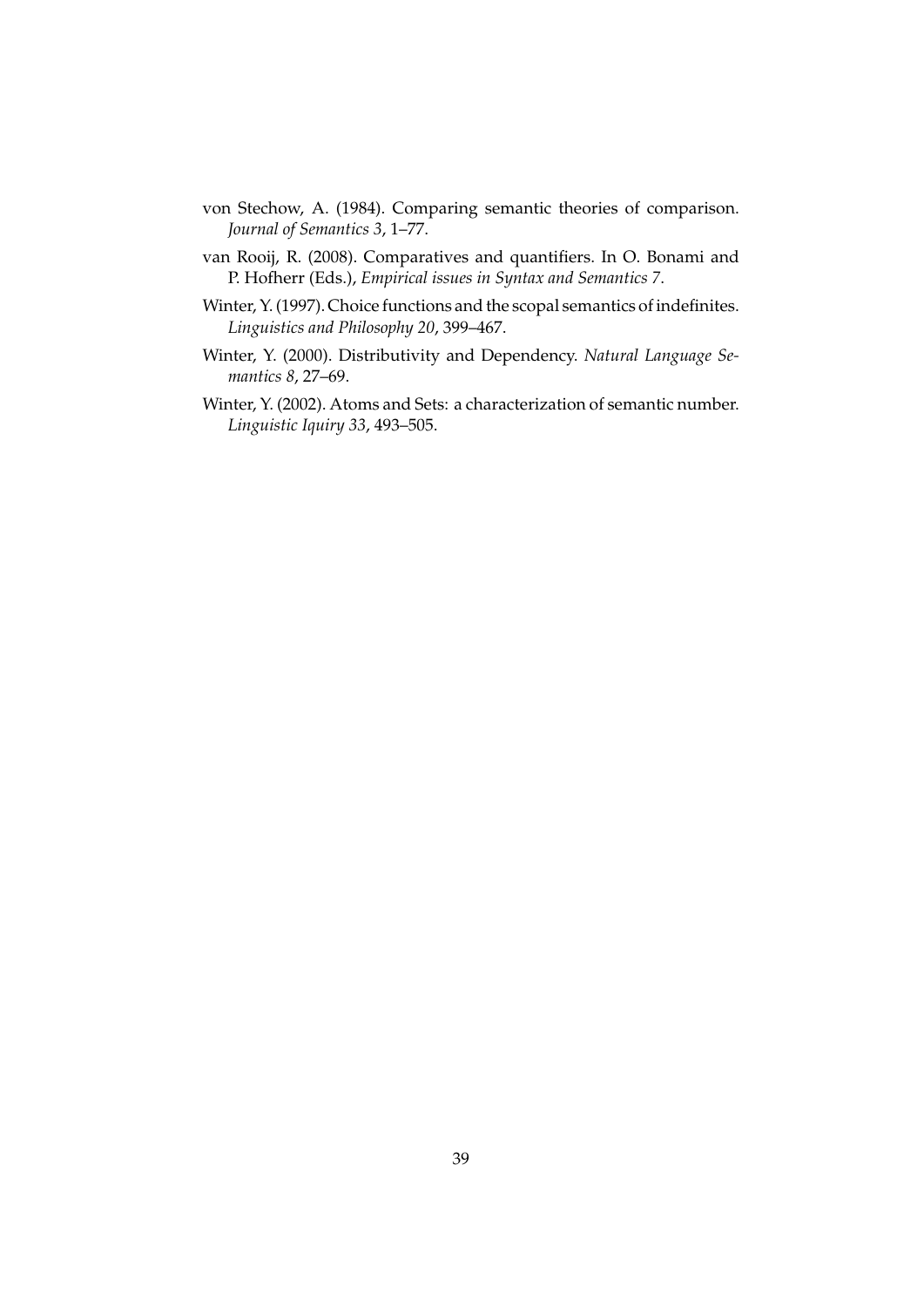von Stechow, A. (1984). Comparing semantic theories of comparison. *Journal of Semantics 3*, 1–77.

van Rooij, R. (2008). Comparatives and quantifiers. In O. Bonami and P. Hofherr (Eds.), *Empirical issues in Syntax and Semantics 7*.

Winter, Y. (1997). Choice functions and the scopal semantics of indefinites. *Linguistics and Philosophy 20*, 399–467.

Winter, Y. (2000). Distributivity and Dependency. *Natural Language Semantics 8*, 27–69.

Winter, Y. (2002). Atoms and Sets: a characterization of semantic number. *Linguistic Iquiry 33*, 493–505.